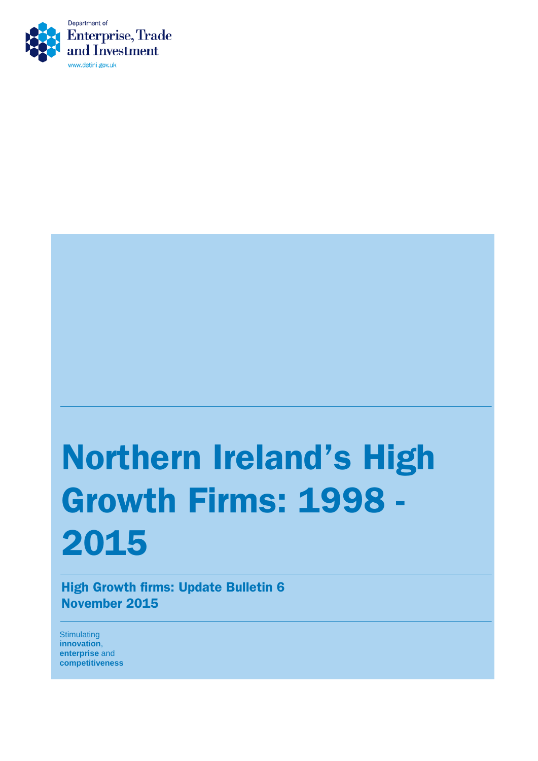Department of
Enterprise, Trade and Investment
www.detini.gov.uk

# Northern Ireland's High Growth Firms: 1998 - 2015

## High Growth firms: Update Bulletin 6
## November 2015

Stimulating **innovation**, **enterprise** and **competitiveness**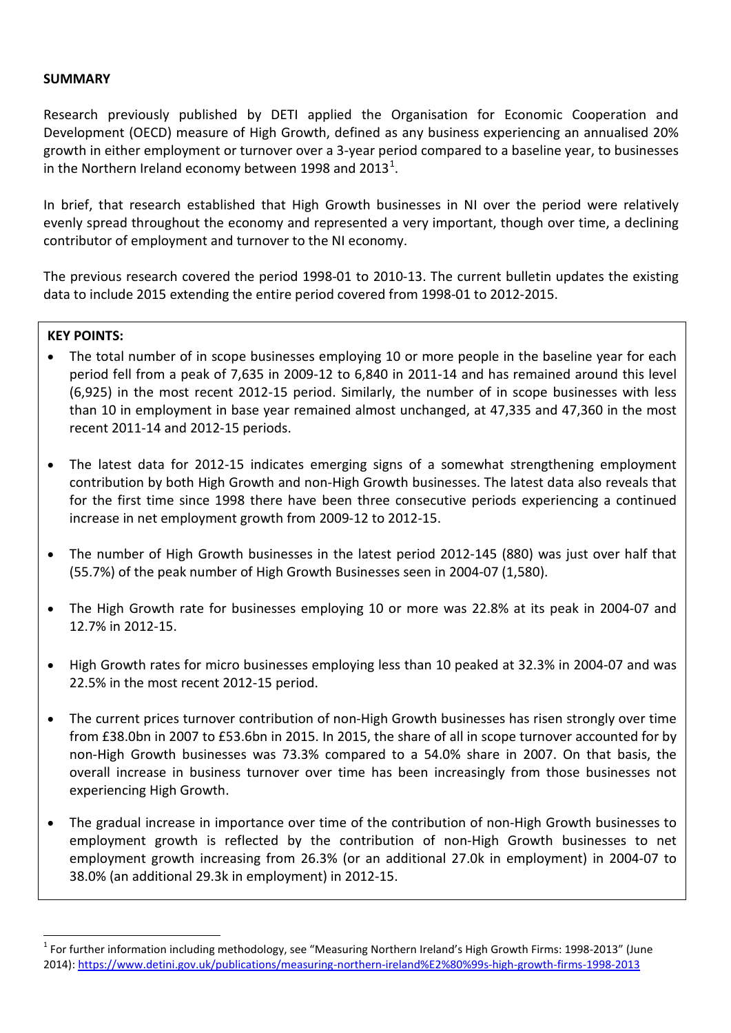**SUMMARY**

Research previously published by DETI applied the Organisation for Economic Cooperation and Development (OECD) measure of High Growth, defined as any business experiencing an annualised 20% growth in either employment or turnover over a 3-year period compared to a baseline year, to businesses in the Northern Ireland economy between 1998 and 2013[1].

In brief, that research established that High Growth businesses in NI over the period were relatively evenly spread throughout the economy and represented a very important, though over time, a declining contributor of employment and turnover to the NI economy.

The previous research covered the period 1998-01 to 2010-13. The current bulletin updates the existing data to include 2015 extending the entire period covered from 1998-01 to 2012-2015.

**KEY POINTS:**

- The total number of in scope businesses employing 10 or more people in the baseline year for each period fell from a peak of 7,635 in 2009-12 to 6,840 in 2011-14 and has remained around this level (6,925) in the most recent 2012-15 period. Similarly, the number of in scope businesses with less than 10 in employment in base year remained almost unchanged, at 47,335 and 47,360 in the most recent 2011-14 and 2012-15 periods.
- The latest data for 2012-15 indicates emerging signs of a somewhat strengthening employment contribution by both High Growth and non-High Growth businesses. The latest data also reveals that for the first time since 1998 there have been three consecutive periods experiencing a continued increase in net employment growth from 2009-12 to 2012-15.
- The number of High Growth businesses in the latest period 2012-145 (880) was just over half that (55.7%) of the peak number of High Growth Businesses seen in 2004-07 (1,580).
- The High Growth rate for businesses employing 10 or more was 22.8% at its peak in 2004-07 and 12.7% in 2012-15.
- High Growth rates for micro businesses employing less than 10 peaked at 32.3% in 2004-07 and was 22.5% in the most recent 2012-15 period.
- The current prices turnover contribution of non-High Growth businesses has risen strongly over time from £38.0bn in 2007 to £53.6bn in 2015. In 2015, the share of all in scope turnover accounted for by non-High Growth businesses was 73.3% compared to a 54.0% share in 2007. On that basis, the overall increase in business turnover over time has been increasingly from those businesses not experiencing High Growth.
- The gradual increase in importance over time of the contribution of non-High Growth businesses to employment growth is reflected by the contribution of non-High Growth businesses to net employment growth increasing from 26.3% (or an additional 27.0k in employment) in 2004-07 to 38.0% (an additional 29.3k in employment) in 2012-15.

[1] For further information including methodology, see "Measuring Northern Ireland's High Growth Firms: 1998-2013" (June 2014): https://www.detini.gov.uk/publications/measuring-northern-ireland%E2%80%99s-high-growth-firms-1998-2013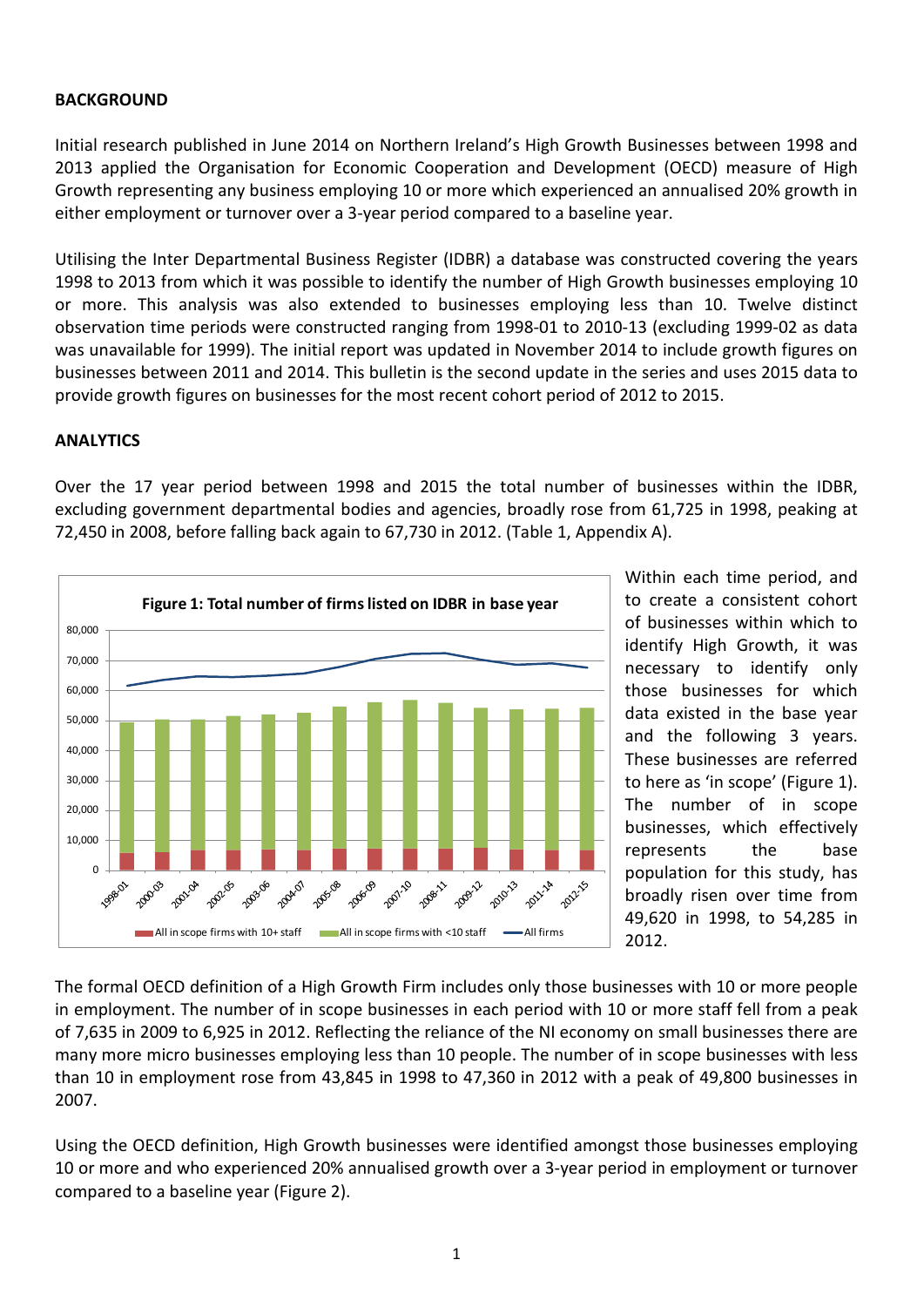**BACKGROUND**

Initial research published in June 2014 on Northern Ireland's High Growth Businesses between 1998 and 2013 applied the Organisation for Economic Cooperation and Development (OECD) measure of High Growth representing any business employing 10 or more which experienced an annualised 20% growth in either employment or turnover over a 3-year period compared to a baseline year.

Utilising the Inter Departmental Business Register (IDBR) a database was constructed covering the years 1998 to 2013 from which it was possible to identify the number of High Growth businesses employing 10 or more. This analysis was also extended to businesses employing less than 10. Twelve distinct observation time periods were constructed ranging from 1998-01 to 2010-13 (excluding 1999-02 as data was unavailable for 1999). The initial report was updated in November 2014 to include growth figures on businesses between 2011 and 2014. This bulletin is the second update in the series and uses 2015 data to provide growth figures on businesses for the most recent cohort period of 2012 to 2015.

**ANALYTICS**

Over the 17 year period between 1998 and 2015 the total number of businesses within the IDBR, excluding government departmental bodies and agencies, broadly rose from 61,725 in 1998, peaking at 72,450 in 2008, before falling back again to 67,730 in 2012. (Table 1, Appendix A).

**Figure 1: Total number of firms listed on IDBR in base year**

Within each time period, and to create a consistent cohort of businesses within which to identify High Growth, it was necessary to identify only those businesses for which data existed in the base year and the following 3 years. These businesses are referred to here as 'in scope' (Figure 1). The number of in scope businesses, which effectively represents the base population for this study, has broadly risen over time from 49,620 in 1998, to 54,285 in 2012.

The formal OECD definition of a High Growth Firm includes only those businesses with 10 or more people in employment. The number of in scope businesses in each period with 10 or more staff fell from a peak of 7,635 in 2009 to 6,925 in 2012. Reflecting the reliance of the NI economy on small businesses there are many more micro businesses employing less than 10 people. The number of in scope businesses with less than 10 in employment rose from 43,845 in 1998 to 47,360 in 2012 with a peak of 49,800 businesses in 2007.

Using the OECD definition, High Growth businesses were identified amongst those businesses employing 10 or more and who experienced 20% annualised growth over a 3-year period in employment or turnover compared to a baseline year (Figure 2).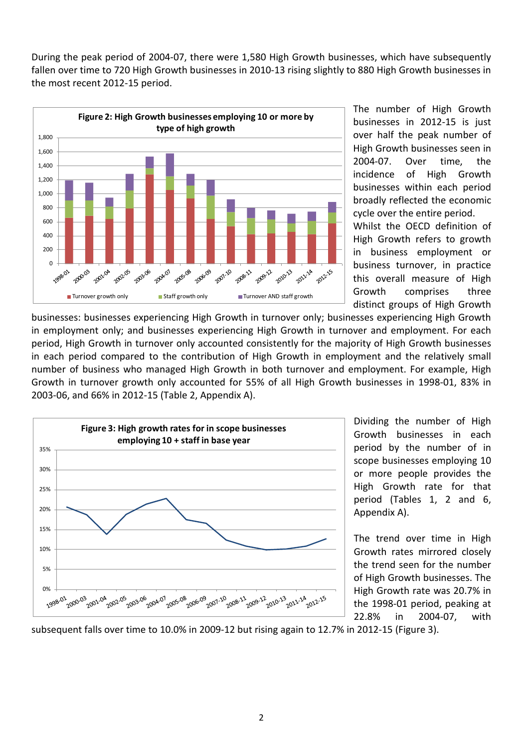During the peak period of 2004-07, there were 1,580 High Growth businesses, which have subsequently fallen over time to 720 High Growth businesses in 2010-13 rising slightly to 880 High Growth businesses in the most recent 2012-15 period.

**Figure 2: High Growth businesses employing 10 or more by type of high growth**

The number of High Growth businesses in 2012-15 is just over half the peak number of High Growth businesses seen in 2004-07. Over time, the incidence of High Growth businesses within each period broadly reflected the economic cycle over the entire period. Whilst the OECD definition of High Growth refers to growth in business employment or business turnover, in practice this overall measure of High Growth comprises three distinct groups of High Growth businesses: businesses experiencing High Growth in turnover only; businesses experiencing High Growth in employment only; and businesses experiencing High Growth in turnover and employment. For each period, High Growth in turnover only accounted consistently for the majority of High Growth businesses in each period compared to the contribution of High Growth in employment and the relatively small number of business who managed High Growth in both turnover and employment. For example, High Growth in turnover growth only accounted for 55% of all High Growth businesses in 1998-01, 83% in 2003-06, and 66% in 2012-15 (Table 2, Appendix A).

**Figure 3: High growth rates for in scope businesses employing 10 + staff in base year**

Dividing the number of High Growth businesses in each period by the number of in scope businesses employing 10 or more people provides the High Growth rate for that period (Tables 1, 2 and 6, Appendix A).

The trend over time in High Growth rates mirrored closely the trend seen for the number of High Growth businesses. The High Growth rate was 20.7% in the 1998-01 period, peaking at 22.8% in 2004-07, with subsequent falls over time to 10.0% in 2009-12 but rising again to 12.7% in 2012-15 (Figure 3).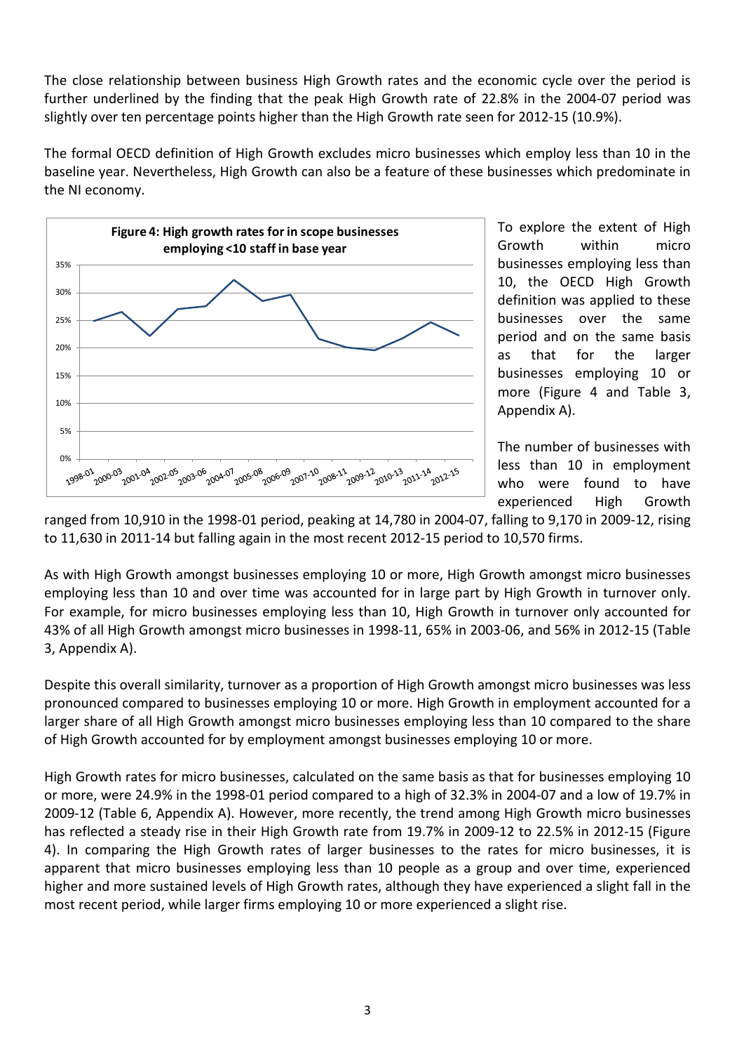The close relationship between business High Growth rates and the economic cycle over the period is further underlined by the finding that the peak High Growth rate of 22.8% in the 2004-07 period was slightly over ten percentage points higher than the High Growth rate seen for 2012-15 (10.9%).

The formal OECD definition of High Growth excludes micro businesses which employ less than 10 in the baseline year. Nevertheless, High Growth can also be a feature of these businesses which predominate in the NI economy.

**Figure 4: High growth rates for in scope businesses employing <10 staff in base year**

To explore the extent of High Growth within micro businesses employing less than 10, the OECD High Growth definition was applied to these businesses over the same period and on the same basis as that for the larger businesses employing 10 or more (Figure 4 and Table 3, Appendix A).

The number of businesses with less than 10 in employment who were found to have experienced High Growth ranged from 10,910 in the 1998-01 period, peaking at 14,780 in 2004-07, falling to 9,170 in 2009-12, rising to 11,630 in 2011-14 but falling again in the most recent 2012-15 period to 10,570 firms.

As with High Growth amongst businesses employing 10 or more, High Growth amongst micro businesses employing less than 10 and over time was accounted for in large part by High Growth in turnover only. For example, for micro businesses employing less than 10, High Growth in turnover only accounted for 43% of all High Growth amongst micro businesses in 1998-11, 65% in 2003-06, and 56% in 2012-15 (Table 3, Appendix A).

Despite this overall similarity, turnover as a proportion of High Growth amongst micro businesses was less pronounced compared to businesses employing 10 or more. High Growth in employment accounted for a larger share of all High Growth amongst micro businesses employing less than 10 compared to the share of High Growth accounted for by employment amongst businesses employing 10 or more.

High Growth rates for micro businesses, calculated on the same basis as that for businesses employing 10 or more, were 24.9% in the 1998-01 period compared to a high of 32.3% in 2004-07 and a low of 19.7% in 2009-12 (Table 6, Appendix A). However, more recently, the trend among High Growth micro businesses has reflected a steady rise in their High Growth rate from 19.7% in 2009-12 to 22.5% in 2012-15 (Figure 4). In comparing the High Growth rates of larger businesses to the rates for micro businesses, it is apparent that micro businesses employing less than 10 people as a group and over time, experienced higher and more sustained levels of High Growth rates, although they have experienced a slight fall in the most recent period, while larger firms employing 10 or more experienced a slight rise.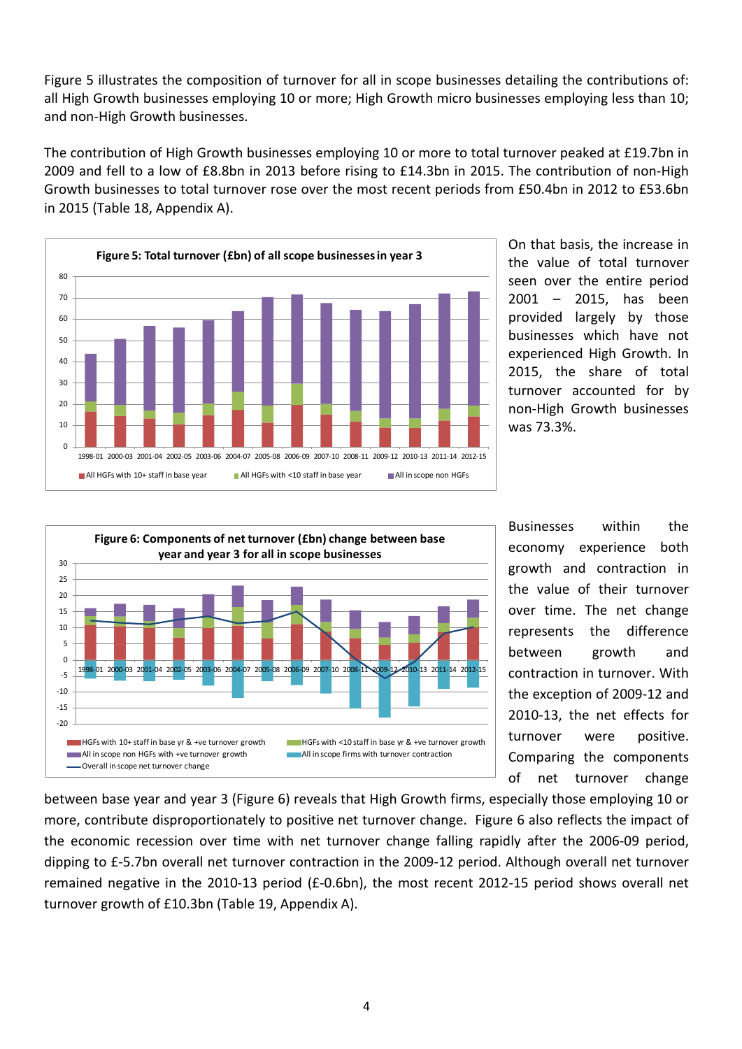Figure 5 illustrates the composition of turnover for all in scope businesses detailing the contributions of: all High Growth businesses employing 10 or more; High Growth micro businesses employing less than 10; and non-High Growth businesses.

The contribution of High Growth businesses employing 10 or more to total turnover peaked at £19.7bn in 2009 and fell to a low of £8.8bn in 2013 before rising to £14.3bn in 2015. The contribution of non-High Growth businesses to total turnover rose over the most recent periods from £50.4bn in 2012 to £53.6bn in 2015 (Table 18, Appendix A).

**Figure 5: Total turnover (£bn) of all scope businesses in year 3**

On that basis, the increase in the value of total turnover seen over the entire period 2001 – 2015, has been provided largely by those businesses which have not experienced High Growth. In 2015, the share of total turnover accounted for by non-High Growth businesses was 73.3%.

**Figure 6: Components of net turnover (£bn) change between base year and year 3 for all in scope businesses**

Businesses within the economy experience both growth and contraction in the value of their turnover over time. The net change represents the difference between growth and contraction in turnover. With the exception of 2009-12 and 2010-13, the net effects for turnover were positive. Comparing the components of net turnover change between base year and year 3 (Figure 6) reveals that High Growth firms, especially those employing 10 or more, contribute disproportionately to positive net turnover change. Figure 6 also reflects the impact of the economic recession over time with net turnover change falling rapidly after the 2006-09 period, dipping to £-5.7bn overall net turnover contraction in the 2009-12 period. Although overall net turnover remained negative in the 2010-13 period (£-0.6bn), the most recent 2012-15 period shows overall net turnover growth of £10.3bn (Table 19, Appendix A).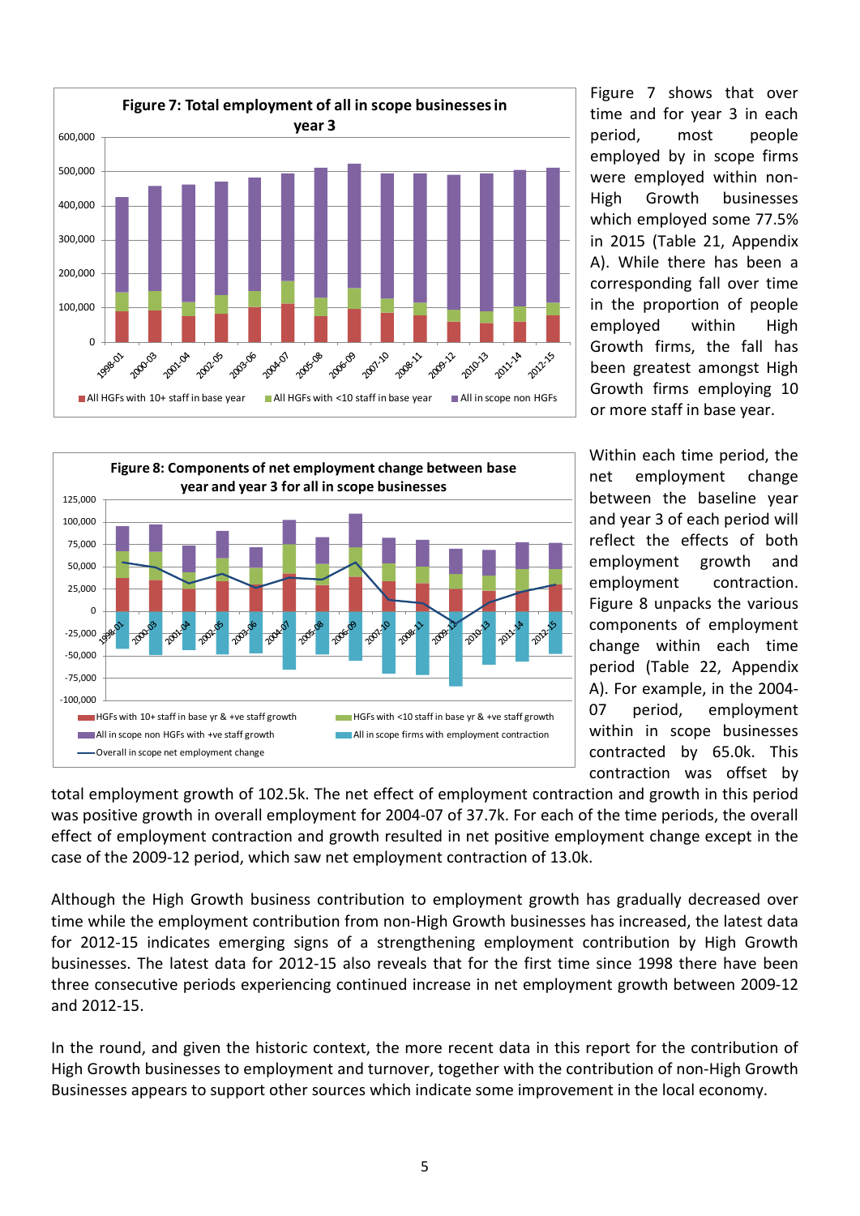**Figure 7: Total employment of all in scope businesses in year 3**

Figure 7 shows that over time and for year 3 in each period, most people employed by in scope firms were employed within non-High Growth businesses which employed some 77.5% in 2015 (Table 21, Appendix A). While there has been a corresponding fall over time in the proportion of people employed within High Growth firms, the fall has been greatest amongst High Growth firms employing 10 or more staff in base year.

**Figure 8: Components of net employment change between base year and year 3 for all in scope businesses**

Within each time period, the net employment change between the baseline year and year 3 of each period will reflect the effects of both employment growth and employment contraction. Figure 8 unpacks the various components of employment change within each time period (Table 22, Appendix A). For example, in the 2004-07 period, employment within in scope businesses contracted by 65.0k. This contraction was offset by total employment growth of 102.5k. The net effect of employment contraction and growth in this period was positive growth in overall employment for 2004-07 of 37.7k. For each of the time periods, the overall effect of employment contraction and growth resulted in net positive employment change except in the case of the 2009-12 period, which saw net employment contraction of 13.0k.

Although the High Growth business contribution to employment growth has gradually decreased over time while the employment contribution from non-High Growth businesses has increased, the latest data for 2012-15 indicates emerging signs of a strengthening employment contribution by High Growth businesses. The latest data for 2012-15 also reveals that for the first time since 1998 there have been three consecutive periods experiencing continued increase in net employment growth between 2009-12 and 2012-15.

In the round, and given the historic context, the more recent data in this report for the contribution of High Growth businesses to employment and turnover, together with the contribution of non-High Growth Businesses appears to support other sources which indicate some improvement in the local economy.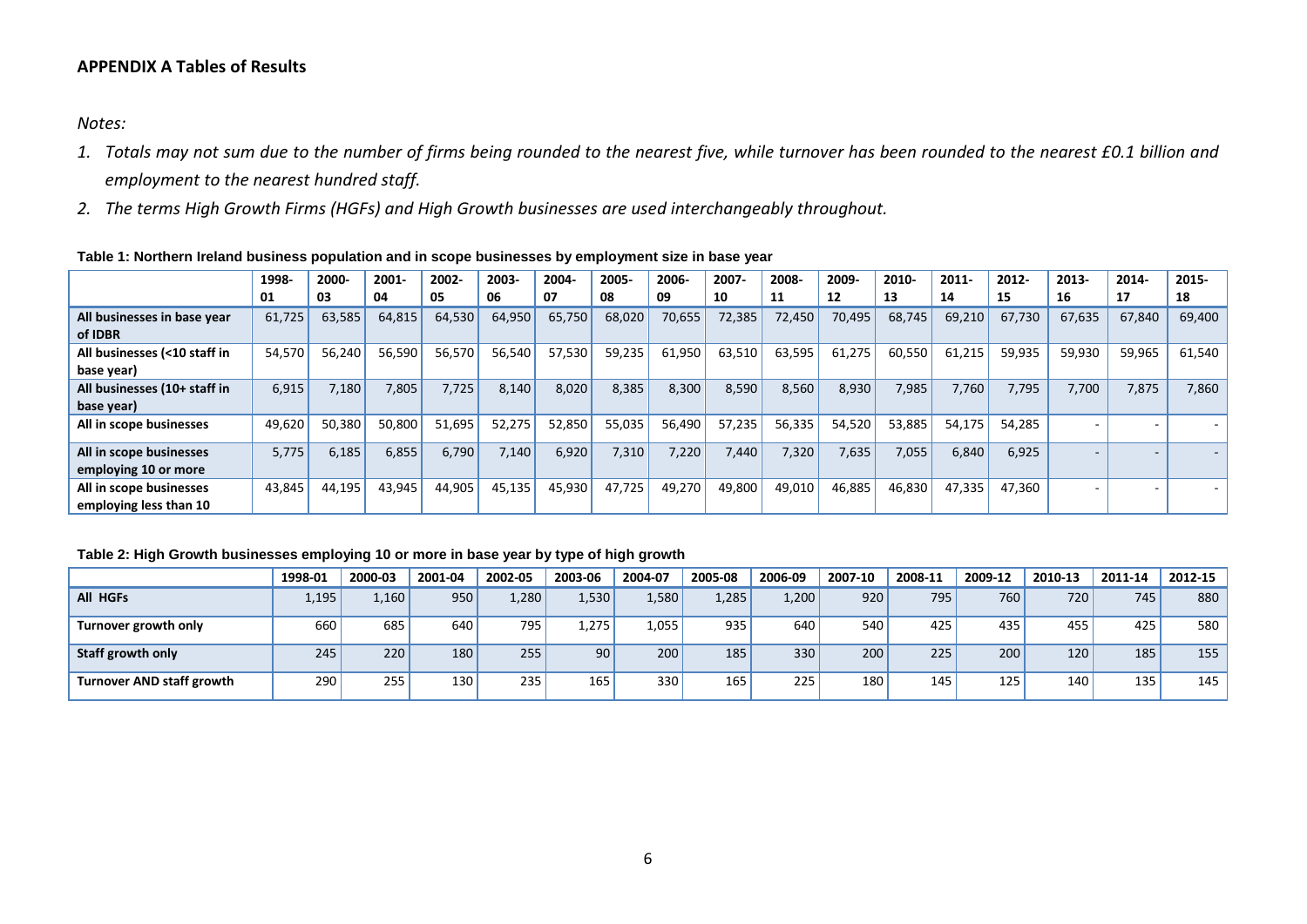### APPENDIX A Tables of Results

*Notes:*

1. *Totals may not sum due to the number of firms being rounded to the nearest five, while turnover has been rounded to the nearest £0.1 billion and employment to the nearest hundred staff.*
2. *The terms High Growth Firms (HGFs) and High Growth businesses are used interchangeably throughout.*

**Table 1: Northern Ireland business population and in scope businesses by employment size in base year**

| | 1998-01 | 2000-03 | 2001-04 | 2002-05 | 2003-06 | 2004-07 | 2005-08 | 2006-09 | 2007-10 | 2008-11 | 2009-12 | 2010-13 | 2011-14 | 2012-15 | 2013-16 | 2014-17 | 2015-18 |
|---|---|---|---|---|---|---|---|---|---|---|---|---|---|---|---|---|---|
| **All businesses in base year of IDBR** | 61,725 | 63,585 | 64,815 | 64,530 | 64,950 | 65,750 | 68,020 | 70,655 | 72,385 | 72,450 | 70,495 | 68,745 | 69,210 | 67,730 | 67,635 | 67,840 | 69,400 |
| **All businesses (<10 staff in base year)** | 54,570 | 56,240 | 56,590 | 56,570 | 56,540 | 57,530 | 59,235 | 61,950 | 63,510 | 63,595 | 61,275 | 60,550 | 61,215 | 59,935 | 59,930 | 59,965 | 61,540 |
| **All businesses (10+ staff in base year)** | 6,915 | 7,180 | 7,805 | 7,725 | 8,140 | 8,020 | 8,385 | 8,300 | 8,590 | 8,560 | 8,930 | 7,985 | 7,760 | 7,795 | 7,700 | 7,875 | 7,860 |
| **All in scope businesses** | 49,620 | 50,380 | 50,800 | 51,695 | 52,275 | 52,850 | 55,035 | 56,490 | 57,235 | 56,335 | 54,520 | 53,885 | 54,175 | 54,285 | - | - | - |
| **All in scope businesses employing 10 or more** | 5,775 | 6,185 | 6,855 | 6,790 | 7,140 | 6,920 | 7,310 | 7,220 | 7,440 | 7,320 | 7,635 | 7,055 | 6,840 | 6,925 | - | - | - |
| **All in scope businesses employing less than 10** | 43,845 | 44,195 | 43,945 | 44,905 | 45,135 | 45,930 | 47,725 | 49,270 | 49,800 | 49,010 | 46,885 | 46,830 | 47,335 | 47,360 | - | - | - |

**Table 2: High Growth businesses employing 10 or more in base year by type of high growth**

| | 1998-01 | 2000-03 | 2001-04 | 2002-05 | 2003-06 | 2004-07 | 2005-08 | 2006-09 | 2007-10 | 2008-11 | 2009-12 | 2010-13 | 2011-14 | 2012-15 |
|---|---|---|---|---|---|---|---|---|---|---|---|---|---|---|
| **All HGFs** | 1,195 | 1,160 | 950 | 1,280 | 1,530 | 1,580 | 1,285 | 1,200 | 920 | 795 | 760 | 720 | 745 | 880 |
| **Turnover growth only** | 660 | 685 | 640 | 795 | 1,275 | 1,055 | 935 | 640 | 540 | 425 | 435 | 455 | 425 | 580 |
| **Staff growth only** | 245 | 220 | 180 | 255 | 90 | 200 | 185 | 330 | 200 | 225 | 200 | 120 | 185 | 155 |
| **Turnover AND staff growth** | 290 | 255 | 130 | 235 | 165 | 330 | 165 | 225 | 180 | 145 | 125 | 140 | 135 | 145 |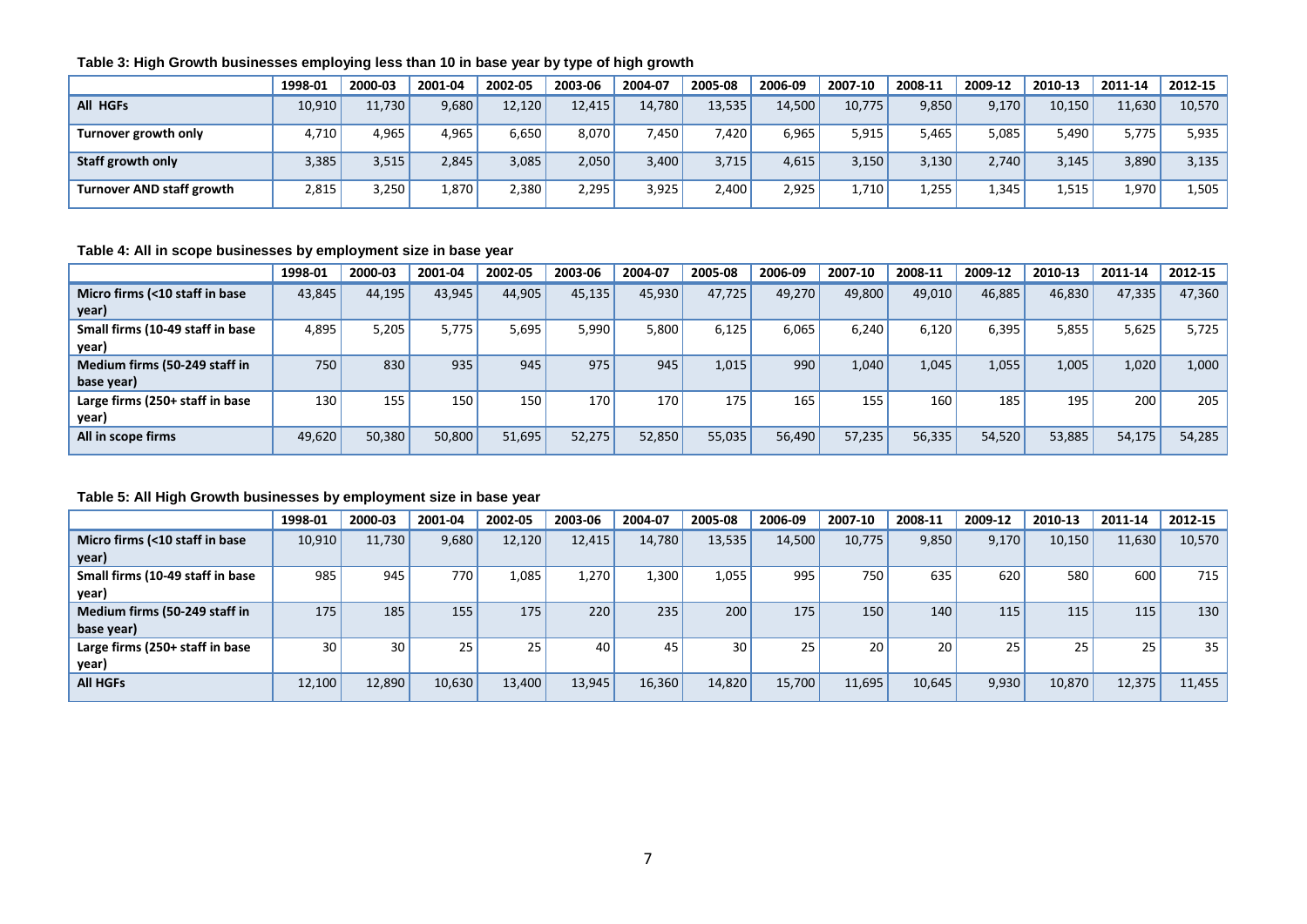**Table 3: High Growth businesses employing less than 10 in base year by type of high growth**

| | 1998-01 | 2000-03 | 2001-04 | 2002-05 | 2003-06 | 2004-07 | 2005-08 | 2006-09 | 2007-10 | 2008-11 | 2009-12 | 2010-13 | 2011-14 | 2012-15 |
|---|---|---|---|---|---|---|---|---|---|---|---|---|---|---|
| **All HGFs** | 10,910 | 11,730 | 9,680 | 12,120 | 12,415 | 14,780 | 13,535 | 14,500 | 10,775 | 9,850 | 9,170 | 10,150 | 11,630 | 10,570 |
| **Turnover growth only** | 4,710 | 4,965 | 4,965 | 6,650 | 8,070 | 7,450 | 7,420 | 6,965 | 5,915 | 5,465 | 5,085 | 5,490 | 5,775 | 5,935 |
| **Staff growth only** | 3,385 | 3,515 | 2,845 | 3,085 | 2,050 | 3,400 | 3,715 | 4,615 | 3,150 | 3,130 | 2,740 | 3,145 | 3,890 | 3,135 |
| **Turnover AND staff growth** | 2,815 | 3,250 | 1,870 | 2,380 | 2,295 | 3,925 | 2,400 | 2,925 | 1,710 | 1,255 | 1,345 | 1,515 | 1,970 | 1,505 |

**Table 4: All in scope businesses by employment size in base year**

| | 1998-01 | 2000-03 | 2001-04 | 2002-05 | 2003-06 | 2004-07 | 2005-08 | 2006-09 | 2007-10 | 2008-11 | 2009-12 | 2010-13 | 2011-14 | 2012-15 |
|---|---|---|---|---|---|---|---|---|---|---|---|---|---|---|
| **Micro firms (<10 staff in base year)** | 43,845 | 44,195 | 43,945 | 44,905 | 45,135 | 45,930 | 47,725 | 49,270 | 49,800 | 49,010 | 46,885 | 46,830 | 47,335 | 47,360 |
| **Small firms (10-49 staff in base year)** | 4,895 | 5,205 | 5,775 | 5,695 | 5,990 | 5,800 | 6,125 | 6,065 | 6,240 | 6,120 | 6,395 | 5,855 | 5,625 | 5,725 |
| **Medium firms (50-249 staff in base year)** | 750 | 830 | 935 | 945 | 975 | 945 | 1,015 | 990 | 1,040 | 1,045 | 1,055 | 1,005 | 1,020 | 1,000 |
| **Large firms (250+ staff in base year)** | 130 | 155 | 150 | 150 | 170 | 170 | 175 | 165 | 155 | 160 | 185 | 195 | 200 | 205 |
| **All in scope firms** | 49,620 | 50,380 | 50,800 | 51,695 | 52,275 | 52,850 | 55,035 | 56,490 | 57,235 | 56,335 | 54,520 | 53,885 | 54,175 | 54,285 |

**Table 5: All High Growth businesses by employment size in base year**

| | 1998-01 | 2000-03 | 2001-04 | 2002-05 | 2003-06 | 2004-07 | 2005-08 | 2006-09 | 2007-10 | 2008-11 | 2009-12 | 2010-13 | 2011-14 | 2012-15 |
|---|---|---|---|---|---|---|---|---|---|---|---|---|---|---|
| **Micro firms (<10 staff in base year)** | 10,910 | 11,730 | 9,680 | 12,120 | 12,415 | 14,780 | 13,535 | 14,500 | 10,775 | 9,850 | 9,170 | 10,150 | 11,630 | 10,570 |
| **Small firms (10-49 staff in base year)** | 985 | 945 | 770 | 1,085 | 1,270 | 1,300 | 1,055 | 995 | 750 | 635 | 620 | 580 | 600 | 715 |
| **Medium firms (50-249 staff in base year)** | 175 | 185 | 155 | 175 | 220 | 235 | 200 | 175 | 150 | 140 | 115 | 115 | 115 | 130 |
| **Large firms (250+ staff in base year)** | 30 | 30 | 25 | 25 | 40 | 45 | 30 | 25 | 20 | 20 | 25 | 25 | 25 | 35 |
| **All HGFs** | 12,100 | 12,890 | 10,630 | 13,400 | 13,945 | 16,360 | 14,820 | 15,700 | 11,695 | 10,645 | 9,930 | 10,870 | 12,375 | 11,455 |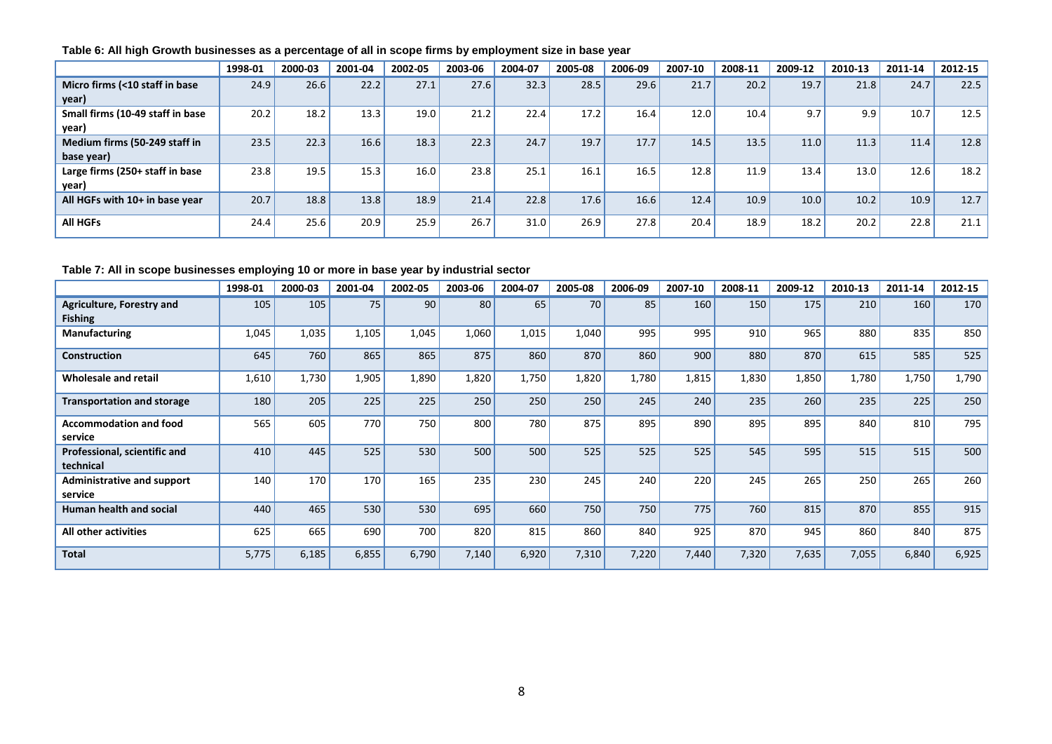**Table 6: All high Growth businesses as a percentage of all in scope firms by employment size in base year**

| | 1998-01 | 2000-03 | 2001-04 | 2002-05 | 2003-06 | 2004-07 | 2005-08 | 2006-09 | 2007-10 | 2008-11 | 2009-12 | 2010-13 | 2011-14 | 2012-15 |
|---|---|---|---|---|---|---|---|---|---|---|---|---|---|---|
| **Micro firms (<10 staff in base year)** | 24.9 | 26.6 | 22.2 | 27.1 | 27.6 | 32.3 | 28.5 | 29.6 | 21.7 | 20.2 | 19.7 | 21.8 | 24.7 | 22.5 |
| **Small firms (10-49 staff in base year)** | 20.2 | 18.2 | 13.3 | 19.0 | 21.2 | 22.4 | 17.2 | 16.4 | 12.0 | 10.4 | 9.7 | 9.9 | 10.7 | 12.5 |
| **Medium firms (50-249 staff in base year)** | 23.5 | 22.3 | 16.6 | 18.3 | 22.3 | 24.7 | 19.7 | 17.7 | 14.5 | 13.5 | 11.0 | 11.3 | 11.4 | 12.8 |
| **Large firms (250+ staff in base year)** | 23.8 | 19.5 | 15.3 | 16.0 | 23.8 | 25.1 | 16.1 | 16.5 | 12.8 | 11.9 | 13.4 | 13.0 | 12.6 | 18.2 |
| **All HGFs with 10+ in base year** | 20.7 | 18.8 | 13.8 | 18.9 | 21.4 | 22.8 | 17.6 | 16.6 | 12.4 | 10.9 | 10.0 | 10.2 | 10.9 | 12.7 |
| **All HGFs** | 24.4 | 25.6 | 20.9 | 25.9 | 26.7 | 31.0 | 26.9 | 27.8 | 20.4 | 18.9 | 18.2 | 20.2 | 22.8 | 21.1 |

**Table 7: All in scope businesses employing 10 or more in base year by industrial sector**

| | 1998-01 | 2000-03 | 2001-04 | 2002-05 | 2003-06 | 2004-07 | 2005-08 | 2006-09 | 2007-10 | 2008-11 | 2009-12 | 2010-13 | 2011-14 | 2012-15 |
|---|---|---|---|---|---|---|---|---|---|---|---|---|---|---|
| **Agriculture, Forestry and Fishing** | 105 | 105 | 75 | 90 | 80 | 65 | 70 | 85 | 160 | 150 | 175 | 210 | 160 | 170 |
| **Manufacturing** | 1,045 | 1,035 | 1,105 | 1,045 | 1,060 | 1,015 | 1,040 | 995 | 995 | 910 | 965 | 880 | 835 | 850 |
| **Construction** | 645 | 760 | 865 | 865 | 875 | 860 | 870 | 860 | 900 | 880 | 870 | 615 | 585 | 525 |
| **Wholesale and retail** | 1,610 | 1,730 | 1,905 | 1,890 | 1,820 | 1,750 | 1,820 | 1,780 | 1,815 | 1,830 | 1,850 | 1,780 | 1,750 | 1,790 |
| **Transportation and storage** | 180 | 205 | 225 | 225 | 250 | 250 | 250 | 245 | 240 | 235 | 260 | 235 | 225 | 250 |
| **Accommodation and food service** | 565 | 605 | 770 | 750 | 800 | 780 | 875 | 895 | 890 | 895 | 895 | 840 | 810 | 795 |
| **Professional, scientific and technical** | 410 | 445 | 525 | 530 | 500 | 500 | 525 | 525 | 525 | 545 | 595 | 515 | 515 | 500 |
| **Administrative and support service** | 140 | 170 | 170 | 165 | 235 | 230 | 245 | 240 | 220 | 245 | 265 | 250 | 265 | 260 |
| **Human health and social** | 440 | 465 | 530 | 530 | 695 | 660 | 750 | 750 | 775 | 760 | 815 | 870 | 855 | 915 |
| **All other activities** | 625 | 665 | 690 | 700 | 820 | 815 | 860 | 840 | 925 | 870 | 945 | 860 | 840 | 875 |
| **Total** | 5,775 | 6,185 | 6,855 | 6,790 | 7,140 | 6,920 | 7,310 | 7,220 | 7,440 | 7,320 | 7,635 | 7,055 | 6,840 | 6,925 |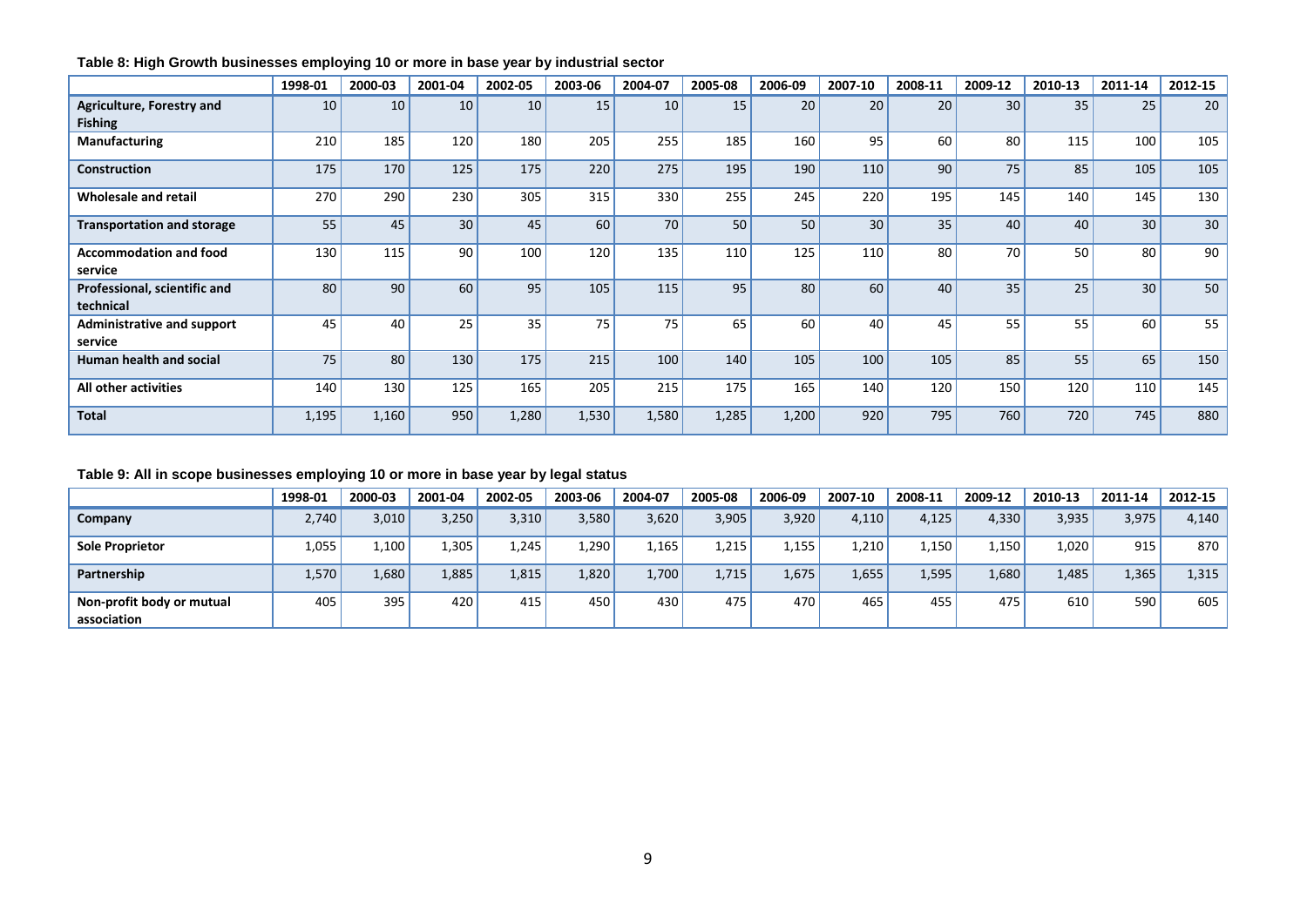**Table 8: High Growth businesses employing 10 or more in base year by industrial sector**

| | 1998-01 | 2000-03 | 2001-04 | 2002-05 | 2003-06 | 2004-07 | 2005-08 | 2006-09 | 2007-10 | 2008-11 | 2009-12 | 2010-13 | 2011-14 | 2012-15 |
|---|---|---|---|---|---|---|---|---|---|---|---|---|---|---|
| **Agriculture, Forestry and Fishing** | 10 | 10 | 10 | 10 | 15 | 10 | 15 | 20 | 20 | 20 | 30 | 35 | 25 | 20 |
| **Manufacturing** | 210 | 185 | 120 | 180 | 205 | 255 | 185 | 160 | 95 | 60 | 80 | 115 | 100 | 105 |
| **Construction** | 175 | 170 | 125 | 175 | 220 | 275 | 195 | 190 | 110 | 90 | 75 | 85 | 105 | 105 |
| **Wholesale and retail** | 270 | 290 | 230 | 305 | 315 | 330 | 255 | 245 | 220 | 195 | 145 | 140 | 145 | 130 |
| **Transportation and storage** | 55 | 45 | 30 | 45 | 60 | 70 | 50 | 50 | 30 | 35 | 40 | 40 | 30 | 30 |
| **Accommodation and food service** | 130 | 115 | 90 | 100 | 120 | 135 | 110 | 125 | 110 | 80 | 70 | 50 | 80 | 90 |
| **Professional, scientific and technical** | 80 | 90 | 60 | 95 | 105 | 115 | 95 | 80 | 60 | 40 | 35 | 25 | 30 | 50 |
| **Administrative and support service** | 45 | 40 | 25 | 35 | 75 | 75 | 65 | 60 | 40 | 45 | 55 | 55 | 60 | 55 |
| **Human health and social** | 75 | 80 | 130 | 175 | 215 | 100 | 140 | 105 | 100 | 105 | 85 | 55 | 65 | 150 |
| **All other activities** | 140 | 130 | 125 | 165 | 205 | 215 | 175 | 165 | 140 | 120 | 150 | 120 | 110 | 145 |
| **Total** | 1,195 | 1,160 | 950 | 1,280 | 1,530 | 1,580 | 1,285 | 1,200 | 920 | 795 | 760 | 720 | 745 | 880 |

**Table 9: All in scope businesses employing 10 or more in base year by legal status**

| | 1998-01 | 2000-03 | 2001-04 | 2002-05 | 2003-06 | 2004-07 | 2005-08 | 2006-09 | 2007-10 | 2008-11 | 2009-12 | 2010-13 | 2011-14 | 2012-15 |
|---|---|---|---|---|---|---|---|---|---|---|---|---|---|---|
| **Company** | 2,740 | 3,010 | 3,250 | 3,310 | 3,580 | 3,620 | 3,905 | 3,920 | 4,110 | 4,125 | 4,330 | 3,935 | 3,975 | 4,140 |
| **Sole Proprietor** | 1,055 | 1,100 | 1,305 | 1,245 | 1,290 | 1,165 | 1,215 | 1,155 | 1,210 | 1,150 | 1,150 | 1,020 | 915 | 870 |
| **Partnership** | 1,570 | 1,680 | 1,885 | 1,815 | 1,820 | 1,700 | 1,715 | 1,675 | 1,655 | 1,595 | 1,680 | 1,485 | 1,365 | 1,315 |
| **Non-profit body or mutual association** | 405 | 395 | 420 | 415 | 450 | 430 | 475 | 470 | 465 | 455 | 475 | 610 | 590 | 605 |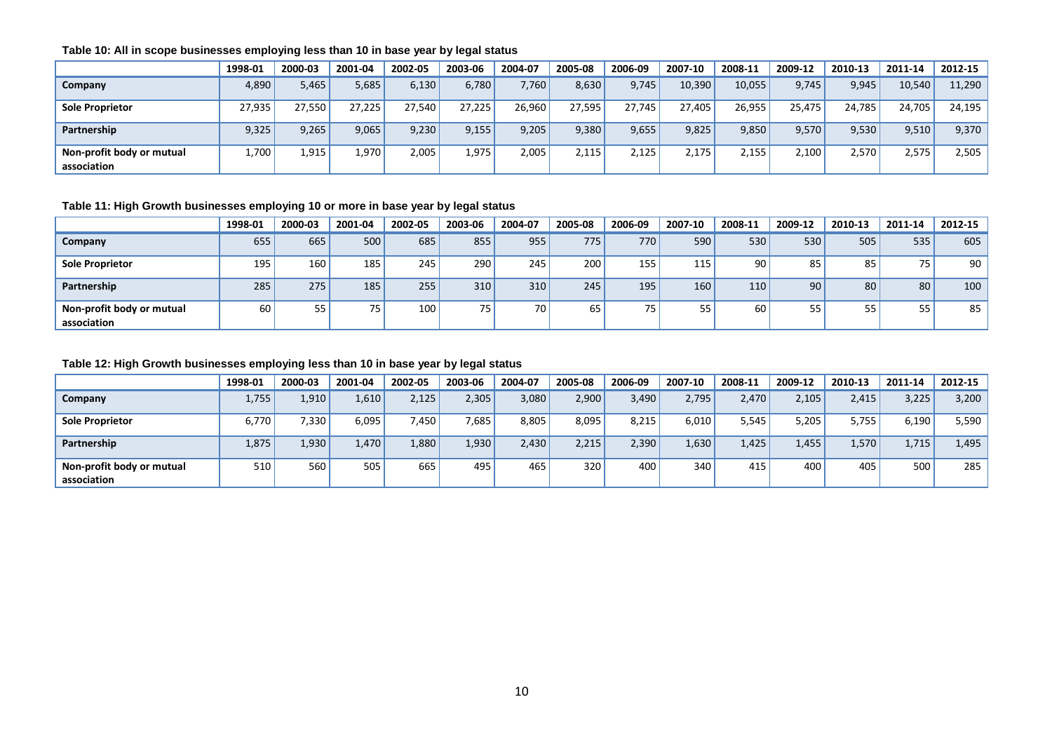**Table 10: All in scope businesses employing less than 10 in base year by legal status**

| | 1998-01 | 2000-03 | 2001-04 | 2002-05 | 2003-06 | 2004-07 | 2005-08 | 2006-09 | 2007-10 | 2008-11 | 2009-12 | 2010-13 | 2011-14 | 2012-15 |
|---|---|---|---|---|---|---|---|---|---|---|---|---|---|---|
| **Company** | 4,890 | 5,465 | 5,685 | 6,130 | 6,780 | 7,760 | 8,630 | 9,745 | 10,390 | 10,055 | 9,745 | 9,945 | 10,540 | 11,290 |
| **Sole Proprietor** | 27,935 | 27,550 | 27,225 | 27,540 | 27,225 | 26,960 | 27,595 | 27,745 | 27,405 | 26,955 | 25,475 | 24,785 | 24,705 | 24,195 |
| **Partnership** | 9,325 | 9,265 | 9,065 | 9,230 | 9,155 | 9,205 | 9,380 | 9,655 | 9,825 | 9,850 | 9,570 | 9,530 | 9,510 | 9,370 |
| **Non-profit body or mutual association** | 1,700 | 1,915 | 1,970 | 2,005 | 1,975 | 2,005 | 2,115 | 2,125 | 2,175 | 2,155 | 2,100 | 2,570 | 2,575 | 2,505 |

**Table 11: High Growth businesses employing 10 or more in base year by legal status**

| | 1998-01 | 2000-03 | 2001-04 | 2002-05 | 2003-06 | 2004-07 | 2005-08 | 2006-09 | 2007-10 | 2008-11 | 2009-12 | 2010-13 | 2011-14 | 2012-15 |
|---|---|---|---|---|---|---|---|---|---|---|---|---|---|---|
| **Company** | 655 | 665 | 500 | 685 | 855 | 955 | 775 | 770 | 590 | 530 | 530 | 505 | 535 | 605 |
| **Sole Proprietor** | 195 | 160 | 185 | 245 | 290 | 245 | 200 | 155 | 115 | 90 | 85 | 85 | 75 | 90 |
| **Partnership** | 285 | 275 | 185 | 255 | 310 | 310 | 245 | 195 | 160 | 110 | 90 | 80 | 80 | 100 |
| **Non-profit body or mutual association** | 60 | 55 | 75 | 100 | 75 | 70 | 65 | 75 | 55 | 60 | 55 | 55 | 55 | 85 |

**Table 12: High Growth businesses employing less than 10 in base year by legal status**

| | 1998-01 | 2000-03 | 2001-04 | 2002-05 | 2003-06 | 2004-07 | 2005-08 | 2006-09 | 2007-10 | 2008-11 | 2009-12 | 2010-13 | 2011-14 | 2012-15 |
|---|---|---|---|---|---|---|---|---|---|---|---|---|---|---|
| **Company** | 1,755 | 1,910 | 1,610 | 2,125 | 2,305 | 3,080 | 2,900 | 3,490 | 2,795 | 2,470 | 2,105 | 2,415 | 3,225 | 3,200 |
| **Sole Proprietor** | 6,770 | 7,330 | 6,095 | 7,450 | 7,685 | 8,805 | 8,095 | 8,215 | 6,010 | 5,545 | 5,205 | 5,755 | 6,190 | 5,590 |
| **Partnership** | 1,875 | 1,930 | 1,470 | 1,880 | 1,930 | 2,430 | 2,215 | 2,390 | 1,630 | 1,425 | 1,455 | 1,570 | 1,715 | 1,495 |
| **Non-profit body or mutual association** | 510 | 560 | 505 | 665 | 495 | 465 | 320 | 400 | 340 | 415 | 400 | 405 | 500 | 285 |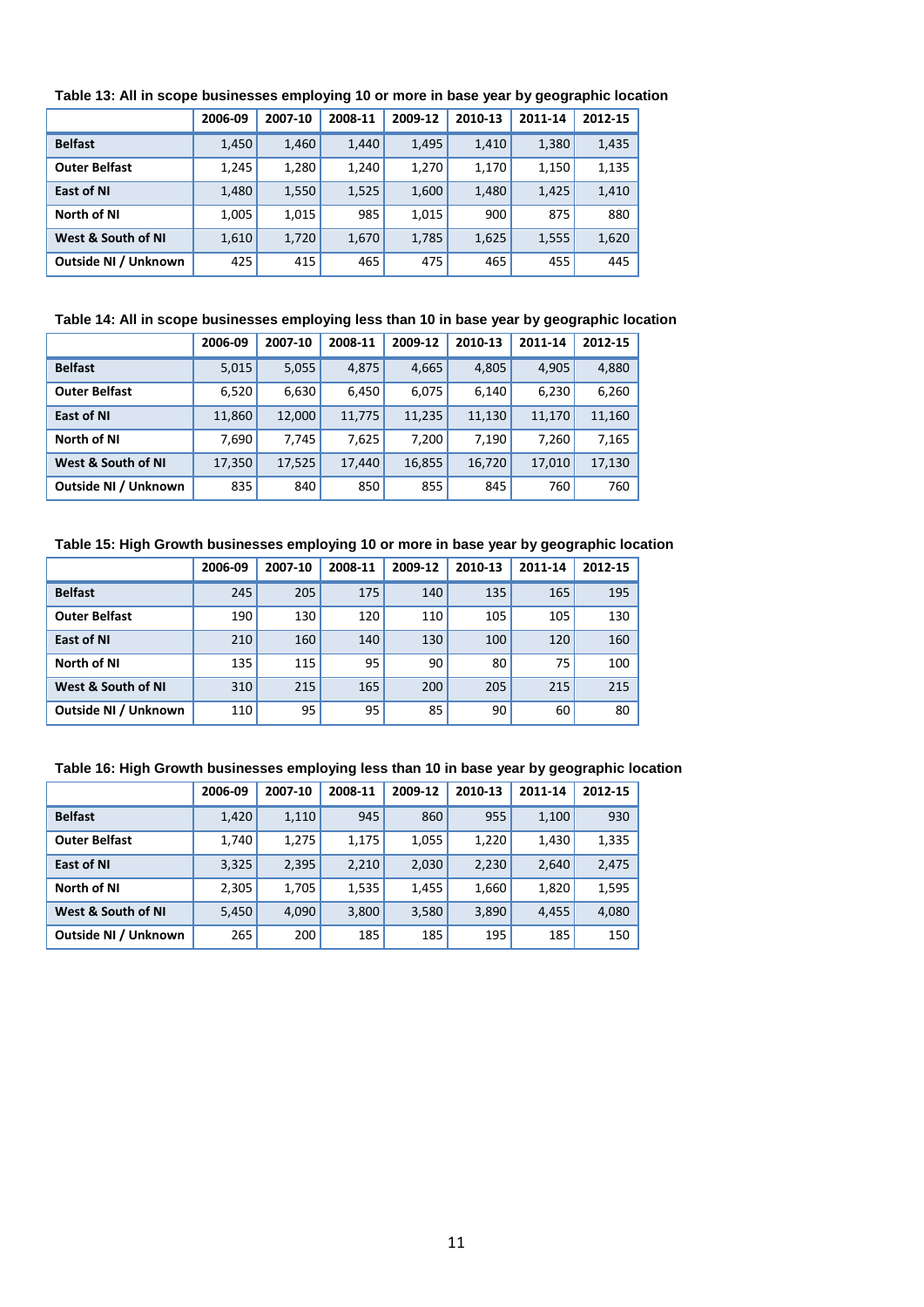**Table 13: All in scope businesses employing 10 or more in base year by geographic location**

| | 2006-09 | 2007-10 | 2008-11 | 2009-12 | 2010-13 | 2011-14 | 2012-15 |
|---|---|---|---|---|---|---|---|
| **Belfast** | 1,450 | 1,460 | 1,440 | 1,495 | 1,410 | 1,380 | 1,435 |
| **Outer Belfast** | 1,245 | 1,280 | 1,240 | 1,270 | 1,170 | 1,150 | 1,135 |
| **East of NI** | 1,480 | 1,550 | 1,525 | 1,600 | 1,480 | 1,425 | 1,410 |
| **North of NI** | 1,005 | 1,015 | 985 | 1,015 | 900 | 875 | 880 |
| **West & South of NI** | 1,610 | 1,720 | 1,670 | 1,785 | 1,625 | 1,555 | 1,620 |
| **Outside NI / Unknown** | 425 | 415 | 465 | 475 | 465 | 455 | 445 |

**Table 14: All in scope businesses employing less than 10 in base year by geographic location**

| | 2006-09 | 2007-10 | 2008-11 | 2009-12 | 2010-13 | 2011-14 | 2012-15 |
|---|---|---|---|---|---|---|---|
| **Belfast** | 5,015 | 5,055 | 4,875 | 4,665 | 4,805 | 4,905 | 4,880 |
| **Outer Belfast** | 6,520 | 6,630 | 6,450 | 6,075 | 6,140 | 6,230 | 6,260 |
| **East of NI** | 11,860 | 12,000 | 11,775 | 11,235 | 11,130 | 11,170 | 11,160 |
| **North of NI** | 7,690 | 7,745 | 7,625 | 7,200 | 7,190 | 7,260 | 7,165 |
| **West & South of NI** | 17,350 | 17,525 | 17,440 | 16,855 | 16,720 | 17,010 | 17,130 |
| **Outside NI / Unknown** | 835 | 840 | 850 | 855 | 845 | 760 | 760 |

**Table 15: High Growth businesses employing 10 or more in base year by geographic location**

| | 2006-09 | 2007-10 | 2008-11 | 2009-12 | 2010-13 | 2011-14 | 2012-15 |
|---|---|---|---|---|---|---|---|
| **Belfast** | 245 | 205 | 175 | 140 | 135 | 165 | 195 |
| **Outer Belfast** | 190 | 130 | 120 | 110 | 105 | 105 | 130 |
| **East of NI** | 210 | 160 | 140 | 130 | 100 | 120 | 160 |
| **North of NI** | 135 | 115 | 95 | 90 | 80 | 75 | 100 |
| **West & South of NI** | 310 | 215 | 165 | 200 | 205 | 215 | 215 |
| **Outside NI / Unknown** | 110 | 95 | 95 | 85 | 90 | 60 | 80 |

**Table 16: High Growth businesses employing less than 10 in base year by geographic location**

| | 2006-09 | 2007-10 | 2008-11 | 2009-12 | 2010-13 | 2011-14 | 2012-15 |
|---|---|---|---|---|---|---|---|
| **Belfast** | 1,420 | 1,110 | 945 | 860 | 955 | 1,100 | 930 |
| **Outer Belfast** | 1,740 | 1,275 | 1,175 | 1,055 | 1,220 | 1,430 | 1,335 |
| **East of NI** | 3,325 | 2,395 | 2,210 | 2,030 | 2,230 | 2,640 | 2,475 |
| **North of NI** | 2,305 | 1,705 | 1,535 | 1,455 | 1,660 | 1,820 | 1,595 |
| **West & South of NI** | 5,450 | 4,090 | 3,800 | 3,580 | 3,890 | 4,455 | 4,080 |
| **Outside NI / Unknown** | 265 | 200 | 185 | 185 | 195 | 185 | 150 |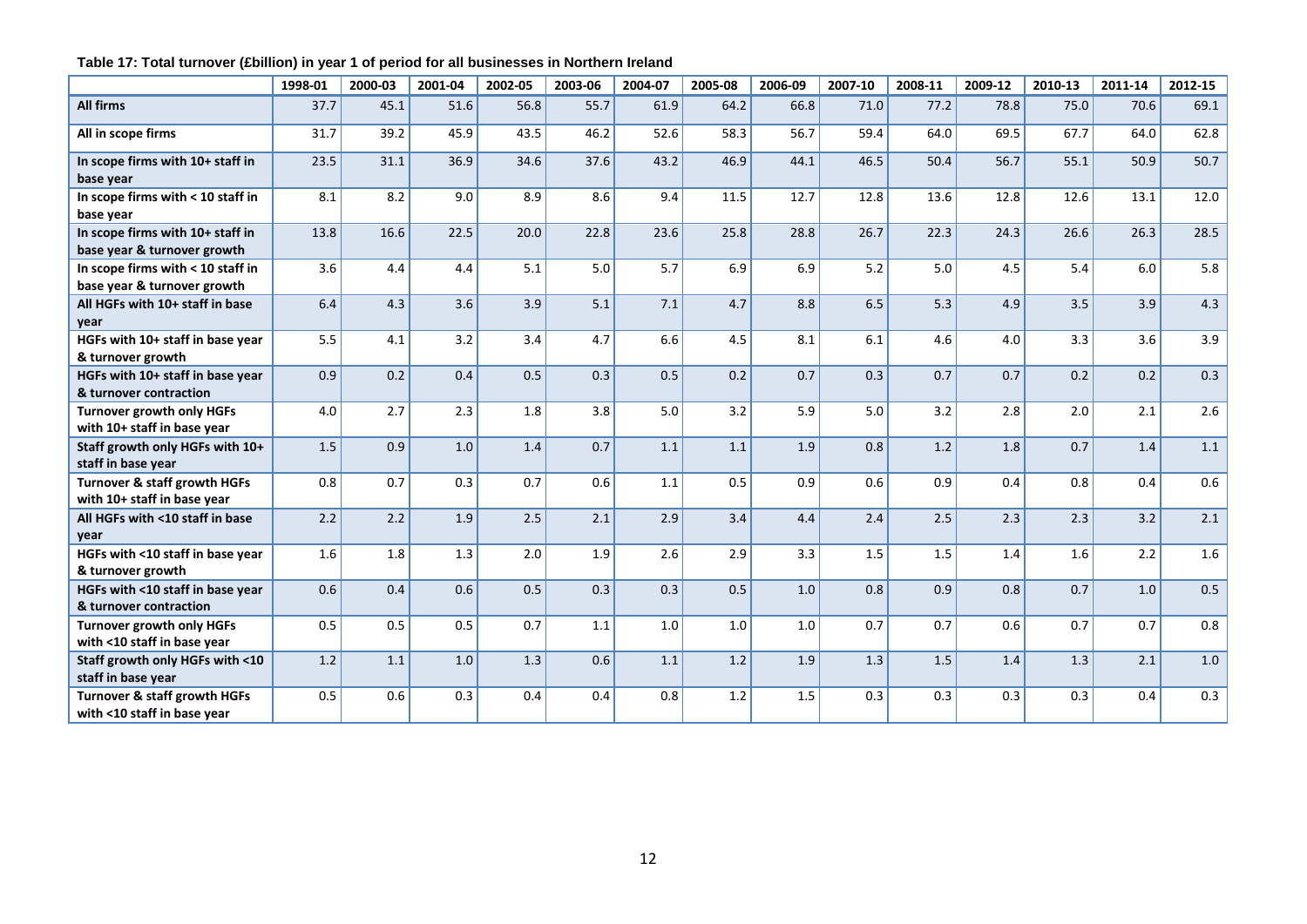**Table 17: Total turnover (£billion) in year 1 of period for all businesses in Northern Ireland**

| | 1998-01 | 2000-03 | 2001-04 | 2002-05 | 2003-06 | 2004-07 | 2005-08 | 2006-09 | 2007-10 | 2008-11 | 2009-12 | 2010-13 | 2011-14 | 2012-15 |
|---|---|---|---|---|---|---|---|---|---|---|---|---|---|---|
| **All firms** | 37.7 | 45.1 | 51.6 | 56.8 | 55.7 | 61.9 | 64.2 | 66.8 | 71.0 | 77.2 | 78.8 | 75.0 | 70.6 | 69.1 |
| **All in scope firms** | 31.7 | 39.2 | 45.9 | 43.5 | 46.2 | 52.6 | 58.3 | 56.7 | 59.4 | 64.0 | 69.5 | 67.7 | 64.0 | 62.8 |
| **In scope firms with 10+ staff in base year** | 23.5 | 31.1 | 36.9 | 34.6 | 37.6 | 43.2 | 46.9 | 44.1 | 46.5 | 50.4 | 56.7 | 55.1 | 50.9 | 50.7 |
| **In scope firms with < 10 staff in base year** | 8.1 | 8.2 | 9.0 | 8.9 | 8.6 | 9.4 | 11.5 | 12.7 | 12.8 | 13.6 | 12.8 | 12.6 | 13.1 | 12.0 |
| **In scope firms with 10+ staff in base year & turnover growth** | 13.8 | 16.6 | 22.5 | 20.0 | 22.8 | 23.6 | 25.8 | 28.8 | 26.7 | 22.3 | 24.3 | 26.6 | 26.3 | 28.5 |
| **In scope firms with < 10 staff in base year & turnover growth** | 3.6 | 4.4 | 4.4 | 5.1 | 5.0 | 5.7 | 6.9 | 6.9 | 5.2 | 5.0 | 4.5 | 5.4 | 6.0 | 5.8 |
| **All HGFs with 10+ staff in base year** | 6.4 | 4.3 | 3.6 | 3.9 | 5.1 | 7.1 | 4.7 | 8.8 | 6.5 | 5.3 | 4.9 | 3.5 | 3.9 | 4.3 |
| **HGFs with 10+ staff in base year & turnover growth** | 5.5 | 4.1 | 3.2 | 3.4 | 4.7 | 6.6 | 4.5 | 8.1 | 6.1 | 4.6 | 4.0 | 3.3 | 3.6 | 3.9 |
| **HGFs with 10+ staff in base year & turnover contraction** | 0.9 | 0.2 | 0.4 | 0.5 | 0.3 | 0.5 | 0.2 | 0.7 | 0.3 | 0.7 | 0.7 | 0.2 | 0.2 | 0.3 |
| **Turnover growth only HGFs with 10+ staff in base year** | 4.0 | 2.7 | 2.3 | 1.8 | 3.8 | 5.0 | 3.2 | 5.9 | 5.0 | 3.2 | 2.8 | 2.0 | 2.1 | 2.6 |
| **Staff growth only HGFs with 10+ staff in base year** | 1.5 | 0.9 | 1.0 | 1.4 | 0.7 | 1.1 | 1.1 | 1.9 | 0.8 | 1.2 | 1.8 | 0.7 | 1.4 | 1.1 |
| **Turnover & staff growth HGFs with 10+ staff in base year** | 0.8 | 0.7 | 0.3 | 0.7 | 0.6 | 1.1 | 0.5 | 0.9 | 0.6 | 0.9 | 0.4 | 0.8 | 0.4 | 0.6 |
| **All HGFs with <10 staff in base year** | 2.2 | 2.2 | 1.9 | 2.5 | 2.1 | 2.9 | 3.4 | 4.4 | 2.4 | 2.5 | 2.3 | 2.3 | 3.2 | 2.1 |
| **HGFs with <10 staff in base year & turnover growth** | 1.6 | 1.8 | 1.3 | 2.0 | 1.9 | 2.6 | 2.9 | 3.3 | 1.5 | 1.5 | 1.4 | 1.6 | 2.2 | 1.6 |
| **HGFs with <10 staff in base year & turnover contraction** | 0.6 | 0.4 | 0.6 | 0.5 | 0.3 | 0.3 | 0.5 | 1.0 | 0.8 | 0.9 | 0.8 | 0.7 | 1.0 | 0.5 |
| **Turnover growth only HGFs with <10 staff in base year** | 0.5 | 0.5 | 0.5 | 0.7 | 1.1 | 1.0 | 1.0 | 1.0 | 0.7 | 0.7 | 0.6 | 0.7 | 0.7 | 0.8 |
| **Staff growth only HGFs with <10 staff in base year** | 1.2 | 1.1 | 1.0 | 1.3 | 0.6 | 1.1 | 1.2 | 1.9 | 1.3 | 1.5 | 1.4 | 1.3 | 2.1 | 1.0 |
| **Turnover & staff growth HGFs with <10 staff in base year** | 0.5 | 0.6 | 0.3 | 0.4 | 0.4 | 0.8 | 1.2 | 1.5 | 0.3 | 0.3 | 0.3 | 0.3 | 0.4 | 0.3 |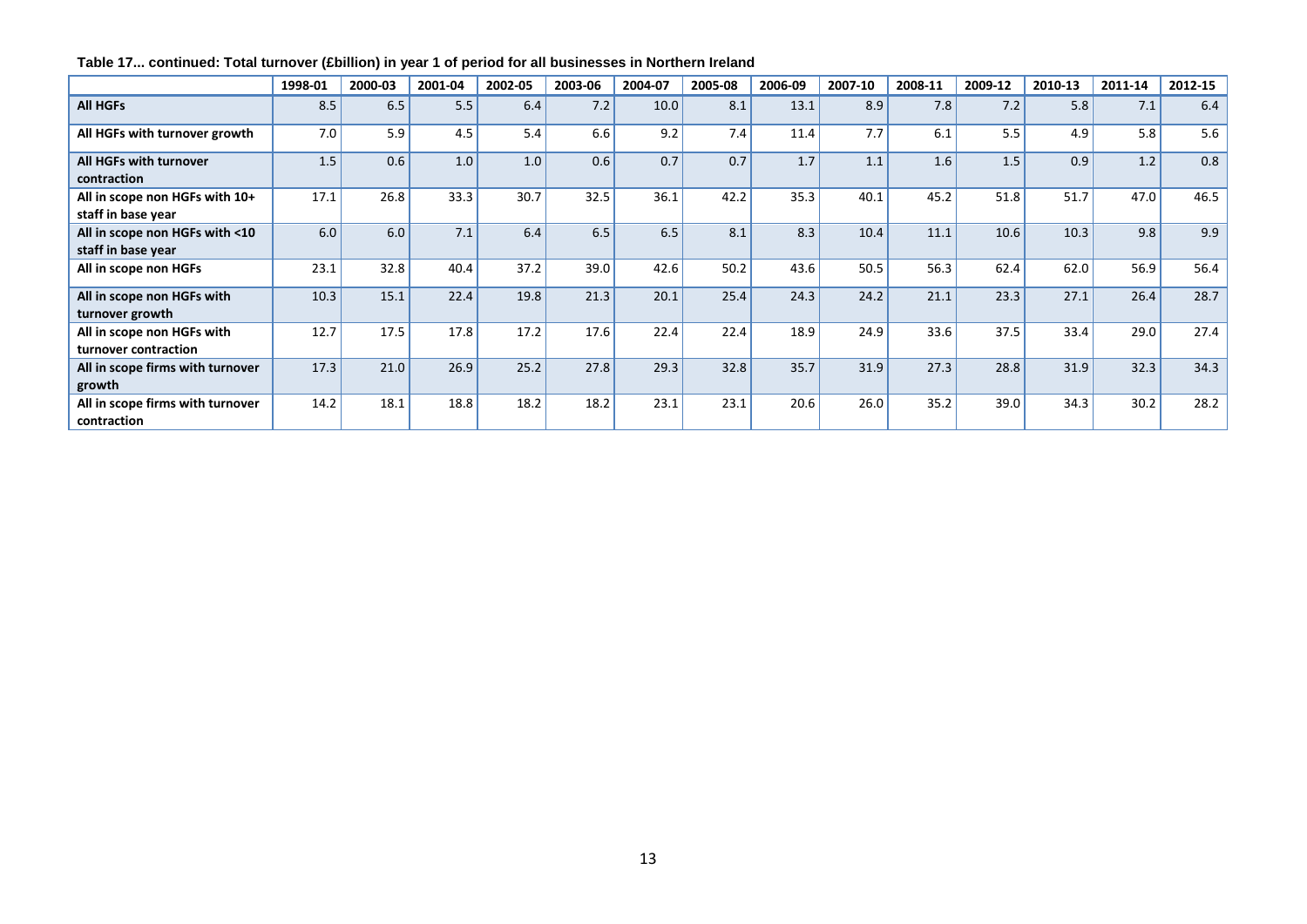**Table 17... continued: Total turnover (£billion) in year 1 of period for all businesses in Northern Ireland**

| | 1998-01 | 2000-03 | 2001-04 | 2002-05 | 2003-06 | 2004-07 | 2005-08 | 2006-09 | 2007-10 | 2008-11 | 2009-12 | 2010-13 | 2011-14 | 2012-15 |
|---|---|---|---|---|---|---|---|---|---|---|---|---|---|---|
| **All HGFs** | 8.5 | 6.5 | 5.5 | 6.4 | 7.2 | 10.0 | 8.1 | 13.1 | 8.9 | 7.8 | 7.2 | 5.8 | 7.1 | 6.4 |
| **All HGFs with turnover growth** | 7.0 | 5.9 | 4.5 | 5.4 | 6.6 | 9.2 | 7.4 | 11.4 | 7.7 | 6.1 | 5.5 | 4.9 | 5.8 | 5.6 |
| **All HGFs with turnover contraction** | 1.5 | 0.6 | 1.0 | 1.0 | 0.6 | 0.7 | 0.7 | 1.7 | 1.1 | 1.6 | 1.5 | 0.9 | 1.2 | 0.8 |
| **All in scope non HGFs with 10+ staff in base year** | 17.1 | 26.8 | 33.3 | 30.7 | 32.5 | 36.1 | 42.2 | 35.3 | 40.1 | 45.2 | 51.8 | 51.7 | 47.0 | 46.5 |
| **All in scope non HGFs with <10 staff in base year** | 6.0 | 6.0 | 7.1 | 6.4 | 6.5 | 6.5 | 8.1 | 8.3 | 10.4 | 11.1 | 10.6 | 10.3 | 9.8 | 9.9 |
| **All in scope non HGFs** | 23.1 | 32.8 | 40.4 | 37.2 | 39.0 | 42.6 | 50.2 | 43.6 | 50.5 | 56.3 | 62.4 | 62.0 | 56.9 | 56.4 |
| **All in scope non HGFs with turnover growth** | 10.3 | 15.1 | 22.4 | 19.8 | 21.3 | 20.1 | 25.4 | 24.3 | 24.2 | 21.1 | 23.3 | 27.1 | 26.4 | 28.7 |
| **All in scope non HGFs with turnover contraction** | 12.7 | 17.5 | 17.8 | 17.2 | 17.6 | 22.4 | 22.4 | 18.9 | 24.9 | 33.6 | 37.5 | 33.4 | 29.0 | 27.4 |
| **All in scope firms with turnover growth** | 17.3 | 21.0 | 26.9 | 25.2 | 27.8 | 29.3 | 32.8 | 35.7 | 31.9 | 27.3 | 28.8 | 31.9 | 32.3 | 34.3 |
| **All in scope firms with turnover contraction** | 14.2 | 18.1 | 18.8 | 18.2 | 18.2 | 23.1 | 23.1 | 20.6 | 26.0 | 35.2 | 39.0 | 34.3 | 30.2 | 28.2 |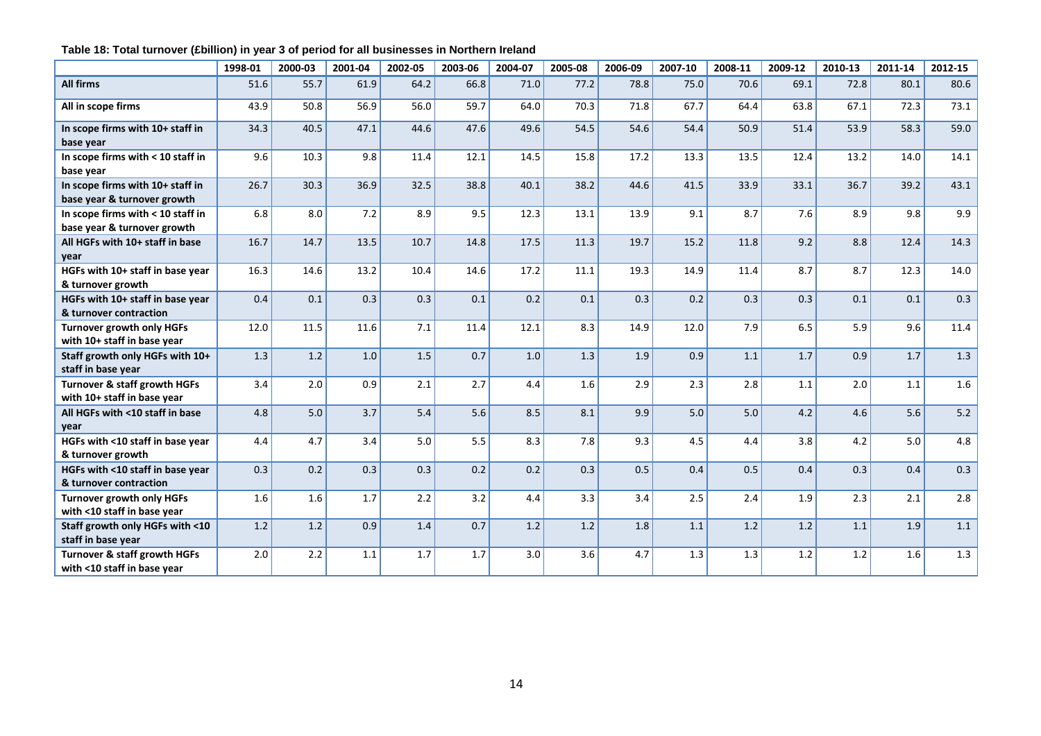**Table 18: Total turnover (£billion) in year 3 of period for all businesses in Northern Ireland**

| | 1998-01 | 2000-03 | 2001-04 | 2002-05 | 2003-06 | 2004-07 | 2005-08 | 2006-09 | 2007-10 | 2008-11 | 2009-12 | 2010-13 | 2011-14 | 2012-15 |
|---|---|---|---|---|---|---|---|---|---|---|---|---|---|---|
| **All firms** | 51.6 | 55.7 | 61.9 | 64.2 | 66.8 | 71.0 | 77.2 | 78.8 | 75.0 | 70.6 | 69.1 | 72.8 | 80.1 | 80.6 |
| **All in scope firms** | 43.9 | 50.8 | 56.9 | 56.0 | 59.7 | 64.0 | 70.3 | 71.8 | 67.7 | 64.4 | 63.8 | 67.1 | 72.3 | 73.1 |
| **In scope firms with 10+ staff in base year** | 34.3 | 40.5 | 47.1 | 44.6 | 47.6 | 49.6 | 54.5 | 54.6 | 54.4 | 50.9 | 51.4 | 53.9 | 58.3 | 59.0 |
| **In scope firms with < 10 staff in base year** | 9.6 | 10.3 | 9.8 | 11.4 | 12.1 | 14.5 | 15.8 | 17.2 | 13.3 | 13.5 | 12.4 | 13.2 | 14.0 | 14.1 |
| **In scope firms with 10+ staff in base year & turnover growth** | 26.7 | 30.3 | 36.9 | 32.5 | 38.8 | 40.1 | 38.2 | 44.6 | 41.5 | 33.9 | 33.1 | 36.7 | 39.2 | 43.1 |
| **In scope firms with < 10 staff in base year & turnover growth** | 6.8 | 8.0 | 7.2 | 8.9 | 9.5 | 12.3 | 13.1 | 13.9 | 9.1 | 8.7 | 7.6 | 8.9 | 9.8 | 9.9 |
| **All HGFs with 10+ staff in base year** | 16.7 | 14.7 | 13.5 | 10.7 | 14.8 | 17.5 | 11.3 | 19.7 | 15.2 | 11.8 | 9.2 | 8.8 | 12.4 | 14.3 |
| **HGFs with 10+ staff in base year & turnover growth** | 16.3 | 14.6 | 13.2 | 10.4 | 14.6 | 17.2 | 11.1 | 19.3 | 14.9 | 11.4 | 8.7 | 8.7 | 12.3 | 14.0 |
| **HGFs with 10+ staff in base year & turnover contraction** | 0.4 | 0.1 | 0.3 | 0.3 | 0.1 | 0.2 | 0.1 | 0.3 | 0.2 | 0.3 | 0.3 | 0.1 | 0.1 | 0.3 |
| **Turnover growth only HGFs with 10+ staff in base year** | 12.0 | 11.5 | 11.6 | 7.1 | 11.4 | 12.1 | 8.3 | 14.9 | 12.0 | 7.9 | 6.5 | 5.9 | 9.6 | 11.4 |
| **Staff growth only HGFs with 10+ staff in base year** | 1.3 | 1.2 | 1.0 | 1.5 | 0.7 | 1.0 | 1.3 | 1.9 | 0.9 | 1.1 | 1.7 | 0.9 | 1.7 | 1.3 |
| **Turnover & staff growth HGFs with 10+ staff in base year** | 3.4 | 2.0 | 0.9 | 2.1 | 2.7 | 4.4 | 1.6 | 2.9 | 2.3 | 2.8 | 1.1 | 2.0 | 1.1 | 1.6 |
| **All HGFs with <10 staff in base year** | 4.8 | 5.0 | 3.7 | 5.4 | 5.6 | 8.5 | 8.1 | 9.9 | 5.0 | 5.0 | 4.2 | 4.6 | 5.6 | 5.2 |
| **HGFs with <10 staff in base year & turnover growth** | 4.4 | 4.7 | 3.4 | 5.0 | 5.5 | 8.3 | 7.8 | 9.3 | 4.5 | 4.4 | 3.8 | 4.2 | 5.0 | 4.8 |
| **HGFs with <10 staff in base year & turnover contraction** | 0.3 | 0.2 | 0.3 | 0.3 | 0.2 | 0.2 | 0.3 | 0.5 | 0.4 | 0.5 | 0.4 | 0.3 | 0.4 | 0.3 |
| **Turnover growth only HGFs with <10 staff in base year** | 1.6 | 1.6 | 1.7 | 2.2 | 3.2 | 4.4 | 3.3 | 3.4 | 2.5 | 2.4 | 1.9 | 2.3 | 2.1 | 2.8 |
| **Staff growth only HGFs with <10 staff in base year** | 1.2 | 1.2 | 0.9 | 1.4 | 0.7 | 1.2 | 1.2 | 1.8 | 1.1 | 1.2 | 1.2 | 1.1 | 1.9 | 1.1 |
| **Turnover & staff growth HGFs with <10 staff in base year** | 2.0 | 2.2 | 1.1 | 1.7 | 1.7 | 3.0 | 3.6 | 4.7 | 1.3 | 1.3 | 1.2 | 1.2 | 1.6 | 1.3 |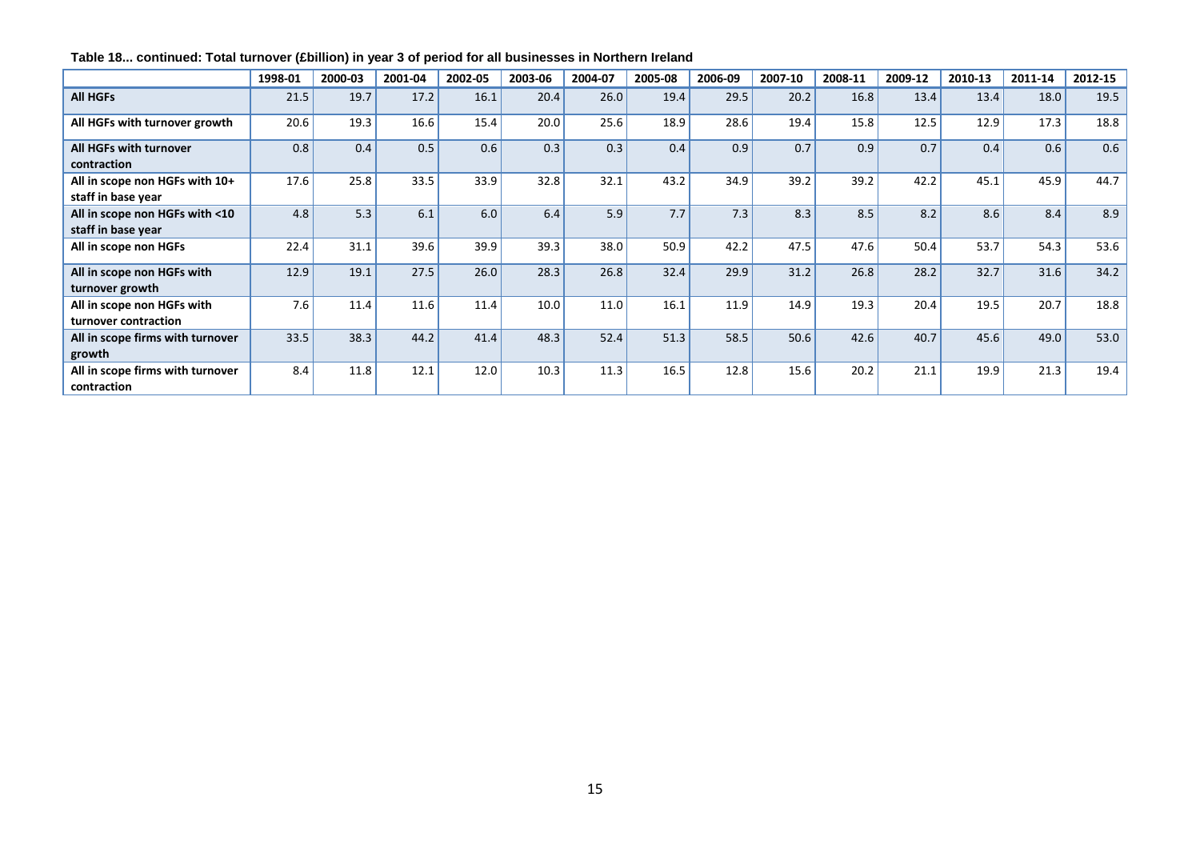**Table 18... continued: Total turnover (£billion) in year 3 of period for all businesses in Northern Ireland**

| | 1998-01 | 2000-03 | 2001-04 | 2002-05 | 2003-06 | 2004-07 | 2005-08 | 2006-09 | 2007-10 | 2008-11 | 2009-12 | 2010-13 | 2011-14 | 2012-15 |
|---|---|---|---|---|---|---|---|---|---|---|---|---|---|---|
| **All HGFs** | 21.5 | 19.7 | 17.2 | 16.1 | 20.4 | 26.0 | 19.4 | 29.5 | 20.2 | 16.8 | 13.4 | 13.4 | 18.0 | 19.5 |
| **All HGFs with turnover growth** | 20.6 | 19.3 | 16.6 | 15.4 | 20.0 | 25.6 | 18.9 | 28.6 | 19.4 | 15.8 | 12.5 | 12.9 | 17.3 | 18.8 |
| **All HGFs with turnover contraction** | 0.8 | 0.4 | 0.5 | 0.6 | 0.3 | 0.3 | 0.4 | 0.9 | 0.7 | 0.9 | 0.7 | 0.4 | 0.6 | 0.6 |
| **All in scope non HGFs with 10+ staff in base year** | 17.6 | 25.8 | 33.5 | 33.9 | 32.8 | 32.1 | 43.2 | 34.9 | 39.2 | 39.2 | 42.2 | 45.1 | 45.9 | 44.7 |
| **All in scope non HGFs with <10 staff in base year** | 4.8 | 5.3 | 6.1 | 6.0 | 6.4 | 5.9 | 7.7 | 7.3 | 8.3 | 8.5 | 8.2 | 8.6 | 8.4 | 8.9 |
| **All in scope non HGFs** | 22.4 | 31.1 | 39.6 | 39.9 | 39.3 | 38.0 | 50.9 | 42.2 | 47.5 | 47.6 | 50.4 | 53.7 | 54.3 | 53.6 |
| **All in scope non HGFs with turnover growth** | 12.9 | 19.1 | 27.5 | 26.0 | 28.3 | 26.8 | 32.4 | 29.9 | 31.2 | 26.8 | 28.2 | 32.7 | 31.6 | 34.2 |
| **All in scope non HGFs with turnover contraction** | 7.6 | 11.4 | 11.6 | 11.4 | 10.0 | 11.0 | 16.1 | 11.9 | 14.9 | 19.3 | 20.4 | 19.5 | 20.7 | 18.8 |
| **All in scope firms with turnover growth** | 33.5 | 38.3 | 44.2 | 41.4 | 48.3 | 52.4 | 51.3 | 58.5 | 50.6 | 42.6 | 40.7 | 45.6 | 49.0 | 53.0 |
| **All in scope firms with turnover contraction** | 8.4 | 11.8 | 12.1 | 12.0 | 10.3 | 11.3 | 16.5 | 12.8 | 15.6 | 20.2 | 21.1 | 19.9 | 21.3 | 19.4 |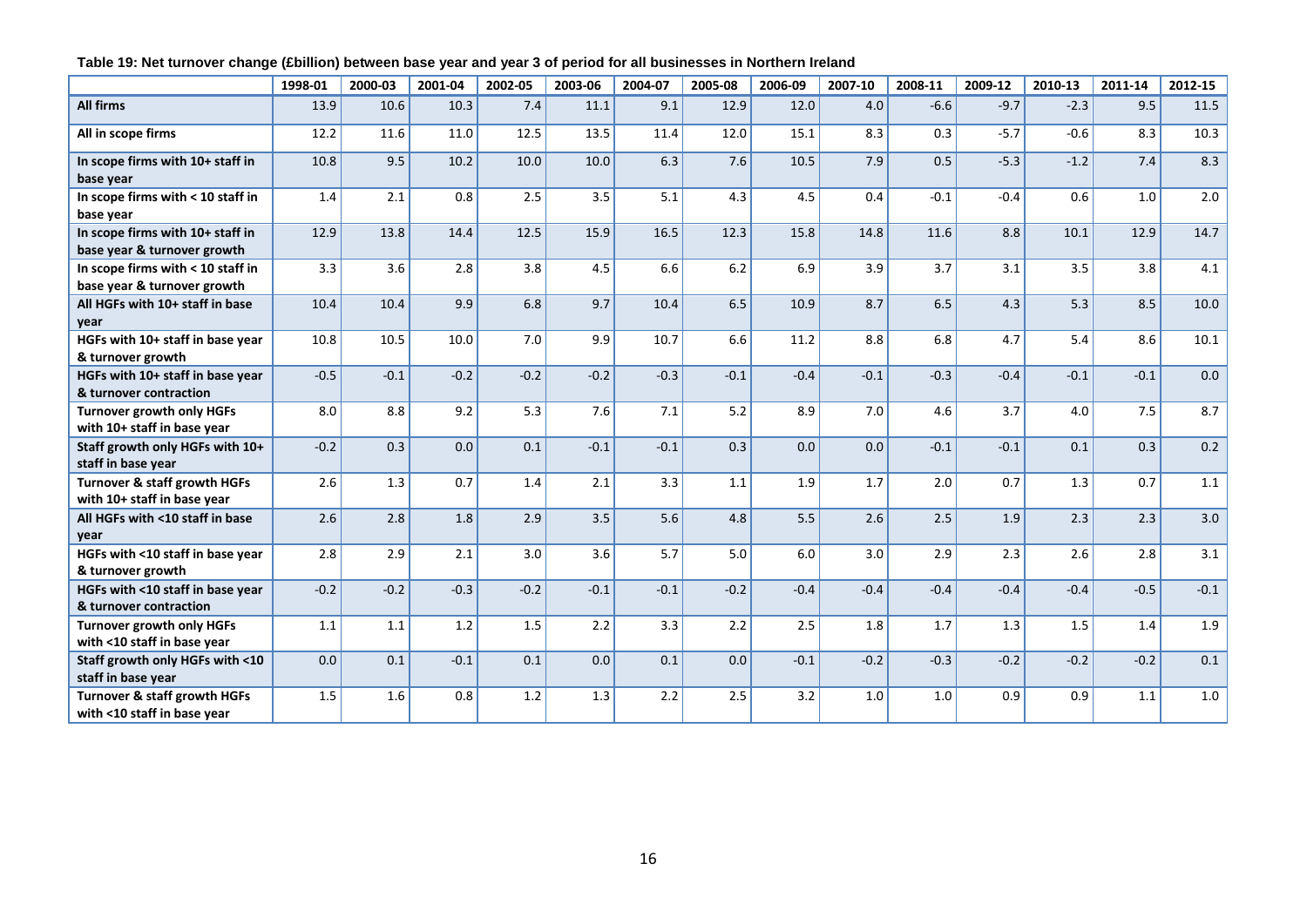**Table 19: Net turnover change (£billion) between base year and year 3 of period for all businesses in Northern Ireland**

| | 1998-01 | 2000-03 | 2001-04 | 2002-05 | 2003-06 | 2004-07 | 2005-08 | 2006-09 | 2007-10 | 2008-11 | 2009-12 | 2010-13 | 2011-14 | 2012-15 |
|---|---|---|---|---|---|---|---|---|---|---|---|---|---|---|
| **All firms** | 13.9 | 10.6 | 10.3 | 7.4 | 11.1 | 9.1 | 12.9 | 12.0 | 4.0 | -6.6 | -9.7 | -2.3 | 9.5 | 11.5 |
| **All in scope firms** | 12.2 | 11.6 | 11.0 | 12.5 | 13.5 | 11.4 | 12.0 | 15.1 | 8.3 | 0.3 | -5.7 | -0.6 | 8.3 | 10.3 |
| **In scope firms with 10+ staff in base year** | 10.8 | 9.5 | 10.2 | 10.0 | 10.0 | 6.3 | 7.6 | 10.5 | 7.9 | 0.5 | -5.3 | -1.2 | 7.4 | 8.3 |
| **In scope firms with < 10 staff in base year** | 1.4 | 2.1 | 0.8 | 2.5 | 3.5 | 5.1 | 4.3 | 4.5 | 0.4 | -0.1 | -0.4 | 0.6 | 1.0 | 2.0 |
| **In scope firms with 10+ staff in base year & turnover growth** | 12.9 | 13.8 | 14.4 | 12.5 | 15.9 | 16.5 | 12.3 | 15.8 | 14.8 | 11.6 | 8.8 | 10.1 | 12.9 | 14.7 |
| **In scope firms with < 10 staff in base year & turnover growth** | 3.3 | 3.6 | 2.8 | 3.8 | 4.5 | 6.6 | 6.2 | 6.9 | 3.9 | 3.7 | 3.1 | 3.5 | 3.8 | 4.1 |
| **All HGFs with 10+ staff in base year** | 10.4 | 10.4 | 9.9 | 6.8 | 9.7 | 10.4 | 6.5 | 10.9 | 8.7 | 6.5 | 4.3 | 5.3 | 8.5 | 10.0 |
| **HGFs with 10+ staff in base year & turnover growth** | 10.8 | 10.5 | 10.0 | 7.0 | 9.9 | 10.7 | 6.6 | 11.2 | 8.8 | 6.8 | 4.7 | 5.4 | 8.6 | 10.1 |
| **HGFs with 10+ staff in base year & turnover contraction** | -0.5 | -0.1 | -0.2 | -0.2 | -0.2 | -0.3 | -0.1 | -0.4 | -0.1 | -0.3 | -0.4 | -0.1 | -0.1 | 0.0 |
| **Turnover growth only HGFs with 10+ staff in base year** | 8.0 | 8.8 | 9.2 | 5.3 | 7.6 | 7.1 | 5.2 | 8.9 | 7.0 | 4.6 | 3.7 | 4.0 | 7.5 | 8.7 |
| **Staff growth only HGFs with 10+ staff in base year** | -0.2 | 0.3 | 0.0 | 0.1 | -0.1 | -0.1 | 0.3 | 0.0 | 0.0 | -0.1 | -0.1 | 0.1 | 0.3 | 0.2 |
| **Turnover & staff growth HGFs with 10+ staff in base year** | 2.6 | 1.3 | 0.7 | 1.4 | 2.1 | 3.3 | 1.1 | 1.9 | 1.7 | 2.0 | 0.7 | 1.3 | 0.7 | 1.1 |
| **All HGFs with <10 staff in base year** | 2.6 | 2.8 | 1.8 | 2.9 | 3.5 | 5.6 | 4.8 | 5.5 | 2.6 | 2.5 | 1.9 | 2.3 | 2.3 | 3.0 |
| **HGFs with <10 staff in base year & turnover growth** | 2.8 | 2.9 | 2.1 | 3.0 | 3.6 | 5.7 | 5.0 | 6.0 | 3.0 | 2.9 | 2.3 | 2.6 | 2.8 | 3.1 |
| **HGFs with <10 staff in base year & turnover contraction** | -0.2 | -0.2 | -0.3 | -0.2 | -0.1 | -0.1 | -0.2 | -0.4 | -0.4 | -0.4 | -0.4 | -0.4 | -0.5 | -0.1 |
| **Turnover growth only HGFs with <10 staff in base year** | 1.1 | 1.1 | 1.2 | 1.5 | 2.2 | 3.3 | 2.2 | 2.5 | 1.8 | 1.7 | 1.3 | 1.5 | 1.4 | 1.9 |
| **Staff growth only HGFs with <10 staff in base year** | 0.0 | 0.1 | -0.1 | 0.1 | 0.0 | 0.1 | 0.0 | -0.1 | -0.2 | -0.3 | -0.2 | -0.2 | -0.2 | 0.1 |
| **Turnover & staff growth HGFs with <10 staff in base year** | 1.5 | 1.6 | 0.8 | 1.2 | 1.3 | 2.2 | 2.5 | 3.2 | 1.0 | 1.0 | 0.9 | 0.9 | 1.1 | 1.0 |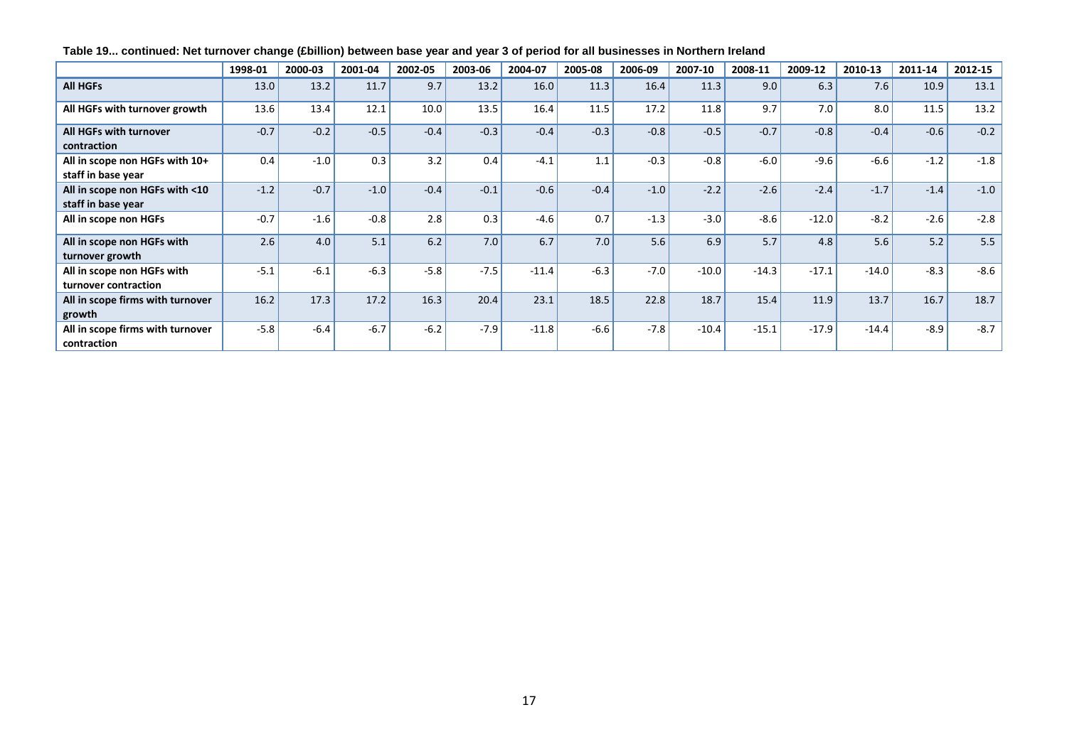**Table 19... continued: Net turnover change (£billion) between base year and year 3 of period for all businesses in Northern Ireland**

| | 1998-01 | 2000-03 | 2001-04 | 2002-05 | 2003-06 | 2004-07 | 2005-08 | 2006-09 | 2007-10 | 2008-11 | 2009-12 | 2010-13 | 2011-14 | 2012-15 |
|---|---|---|---|---|---|---|---|---|---|---|---|---|---|---|
| **All HGFs** | 13.0 | 13.2 | 11.7 | 9.7 | 13.2 | 16.0 | 11.3 | 16.4 | 11.3 | 9.0 | 6.3 | 7.6 | 10.9 | 13.1 |
| **All HGFs with turnover growth** | 13.6 | 13.4 | 12.1 | 10.0 | 13.5 | 16.4 | 11.5 | 17.2 | 11.8 | 9.7 | 7.0 | 8.0 | 11.5 | 13.2 |
| **All HGFs with turnover contraction** | -0.7 | -0.2 | -0.5 | -0.4 | -0.3 | -0.4 | -0.3 | -0.8 | -0.5 | -0.7 | -0.8 | -0.4 | -0.6 | -0.2 |
| **All in scope non HGFs with 10+ staff in base year** | 0.4 | -1.0 | 0.3 | 3.2 | 0.4 | -4.1 | 1.1 | -0.3 | -0.8 | -6.0 | -9.6 | -6.6 | -1.2 | -1.8 |
| **All in scope non HGFs with <10 staff in base year** | -1.2 | -0.7 | -1.0 | -0.4 | -0.1 | -0.6 | -0.4 | -1.0 | -2.2 | -2.6 | -2.4 | -1.7 | -1.4 | -1.0 |
| **All in scope non HGFs** | -0.7 | -1.6 | -0.8 | 2.8 | 0.3 | -4.6 | 0.7 | -1.3 | -3.0 | -8.6 | -12.0 | -8.2 | -2.6 | -2.8 |
| **All in scope non HGFs with turnover growth** | 2.6 | 4.0 | 5.1 | 6.2 | 7.0 | 6.7 | 7.0 | 5.6 | 6.9 | 5.7 | 4.8 | 5.6 | 5.2 | 5.5 |
| **All in scope non HGFs with turnover contraction** | -5.1 | -6.1 | -6.3 | -5.8 | -7.5 | -11.4 | -6.3 | -7.0 | -10.0 | -14.3 | -17.1 | -14.0 | -8.3 | -8.6 |
| **All in scope firms with turnover growth** | 16.2 | 17.3 | 17.2 | 16.3 | 20.4 | 23.1 | 18.5 | 22.8 | 18.7 | 15.4 | 11.9 | 13.7 | 16.7 | 18.7 |
| **All in scope firms with turnover contraction** | -5.8 | -6.4 | -6.7 | -6.2 | -7.9 | -11.8 | -6.6 | -7.8 | -10.4 | -15.1 | -17.9 | -14.4 | -8.9 | -8.7 |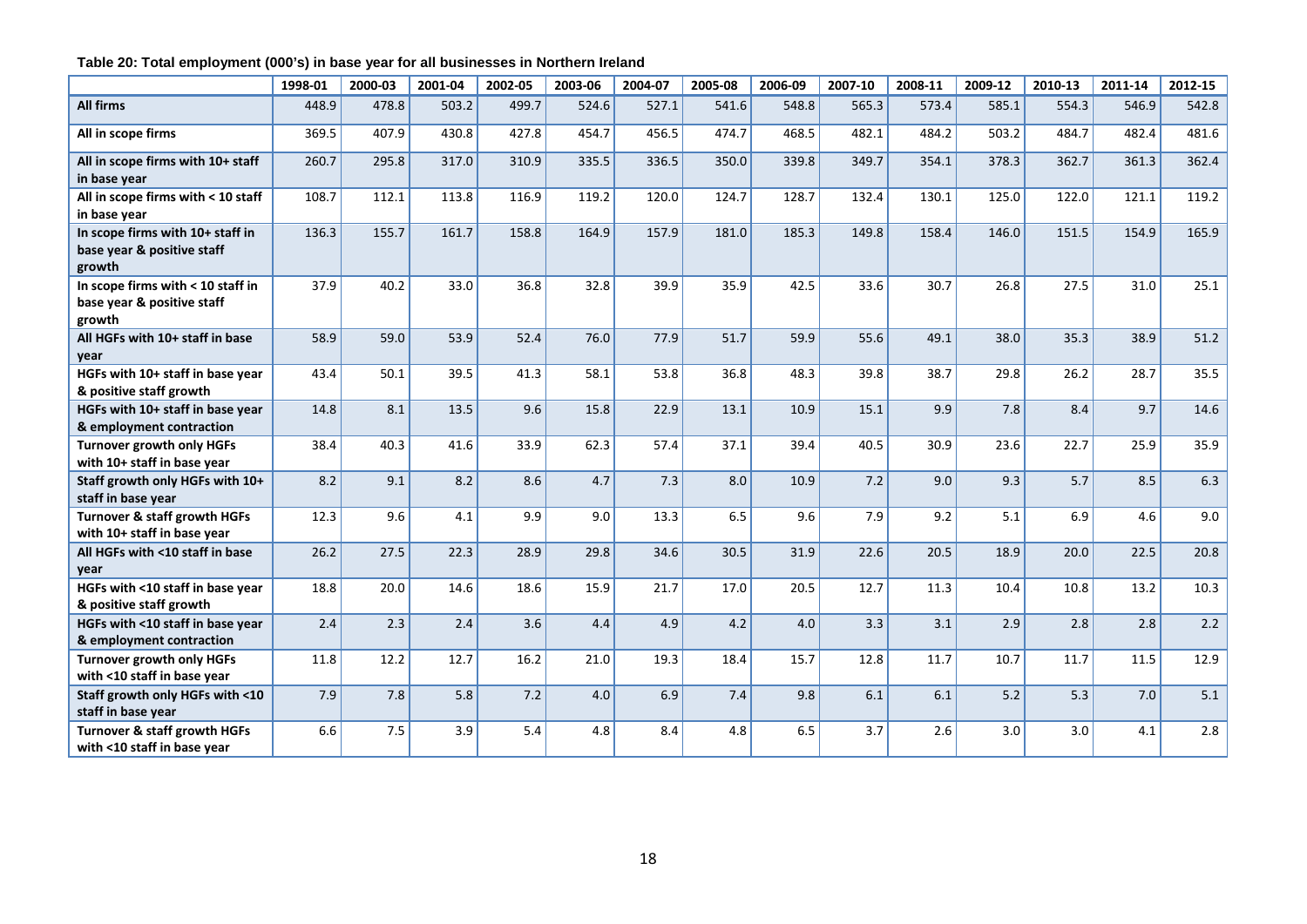**Table 20: Total employment (000's) in base year for all businesses in Northern Ireland**

| | 1998-01 | 2000-03 | 2001-04 | 2002-05 | 2003-06 | 2004-07 | 2005-08 | 2006-09 | 2007-10 | 2008-11 | 2009-12 | 2010-13 | 2011-14 | 2012-15 |
|---|---|---|---|---|---|---|---|---|---|---|---|---|---|---|
| **All firms** | 448.9 | 478.8 | 503.2 | 499.7 | 524.6 | 527.1 | 541.6 | 548.8 | 565.3 | 573.4 | 585.1 | 554.3 | 546.9 | 542.8 |
| **All in scope firms** | 369.5 | 407.9 | 430.8 | 427.8 | 454.7 | 456.5 | 474.7 | 468.5 | 482.1 | 484.2 | 503.2 | 484.7 | 482.4 | 481.6 |
| **All in scope firms with 10+ staff in base year** | 260.7 | 295.8 | 317.0 | 310.9 | 335.5 | 336.5 | 350.0 | 339.8 | 349.7 | 354.1 | 378.3 | 362.7 | 361.3 | 362.4 |
| **All in scope firms with < 10 staff in base year** | 108.7 | 112.1 | 113.8 | 116.9 | 119.2 | 120.0 | 124.7 | 128.7 | 132.4 | 130.1 | 125.0 | 122.0 | 121.1 | 119.2 |
| **In scope firms with 10+ staff in base year & positive staff growth** | 136.3 | 155.7 | 161.7 | 158.8 | 164.9 | 157.9 | 181.0 | 185.3 | 149.8 | 158.4 | 146.0 | 151.5 | 154.9 | 165.9 |
| **In scope firms with < 10 staff in base year & positive staff growth** | 37.9 | 40.2 | 33.0 | 36.8 | 32.8 | 39.9 | 35.9 | 42.5 | 33.6 | 30.7 | 26.8 | 27.5 | 31.0 | 25.1 |
| **All HGFs with 10+ staff in base year** | 58.9 | 59.0 | 53.9 | 52.4 | 76.0 | 77.9 | 51.7 | 59.9 | 55.6 | 49.1 | 38.0 | 35.3 | 38.9 | 51.2 |
| **HGFs with 10+ staff in base year & positive staff growth** | 43.4 | 50.1 | 39.5 | 41.3 | 58.1 | 53.8 | 36.8 | 48.3 | 39.8 | 38.7 | 29.8 | 26.2 | 28.7 | 35.5 |
| **HGFs with 10+ staff in base year & employment contraction** | 14.8 | 8.1 | 13.5 | 9.6 | 15.8 | 22.9 | 13.1 | 10.9 | 15.1 | 9.9 | 7.8 | 8.4 | 9.7 | 14.6 |
| **Turnover growth only HGFs with 10+ staff in base year** | 38.4 | 40.3 | 41.6 | 33.9 | 62.3 | 57.4 | 37.1 | 39.4 | 40.5 | 30.9 | 23.6 | 22.7 | 25.9 | 35.9 |
| **Staff growth only HGFs with 10+ staff in base year** | 8.2 | 9.1 | 8.2 | 8.6 | 4.7 | 7.3 | 8.0 | 10.9 | 7.2 | 9.0 | 9.3 | 5.7 | 8.5 | 6.3 |
| **Turnover & staff growth HGFs with 10+ staff in base year** | 12.3 | 9.6 | 4.1 | 9.9 | 9.0 | 13.3 | 6.5 | 9.6 | 7.9 | 9.2 | 5.1 | 6.9 | 4.6 | 9.0 |
| **All HGFs with <10 staff in base year** | 26.2 | 27.5 | 22.3 | 28.9 | 29.8 | 34.6 | 30.5 | 31.9 | 22.6 | 20.5 | 18.9 | 20.0 | 22.5 | 20.8 |
| **HGFs with <10 staff in base year & positive staff growth** | 18.8 | 20.0 | 14.6 | 18.6 | 15.9 | 21.7 | 17.0 | 20.5 | 12.7 | 11.3 | 10.4 | 10.8 | 13.2 | 10.3 |
| **HGFs with <10 staff in base year & employment contraction** | 2.4 | 2.3 | 2.4 | 3.6 | 4.4 | 4.9 | 4.2 | 4.0 | 3.3 | 3.1 | 2.9 | 2.8 | 2.8 | 2.2 |
| **Turnover growth only HGFs with <10 staff in base year** | 11.8 | 12.2 | 12.7 | 16.2 | 21.0 | 19.3 | 18.4 | 15.7 | 12.8 | 11.7 | 10.7 | 11.7 | 11.5 | 12.9 |
| **Staff growth only HGFs with <10 staff in base year** | 7.9 | 7.8 | 5.8 | 7.2 | 4.0 | 6.9 | 7.4 | 9.8 | 6.1 | 6.1 | 5.2 | 5.3 | 7.0 | 5.1 |
| **Turnover & staff growth HGFs with <10 staff in base year** | 6.6 | 7.5 | 3.9 | 5.4 | 4.8 | 8.4 | 4.8 | 6.5 | 3.7 | 2.6 | 3.0 | 3.0 | 4.1 | 2.8 |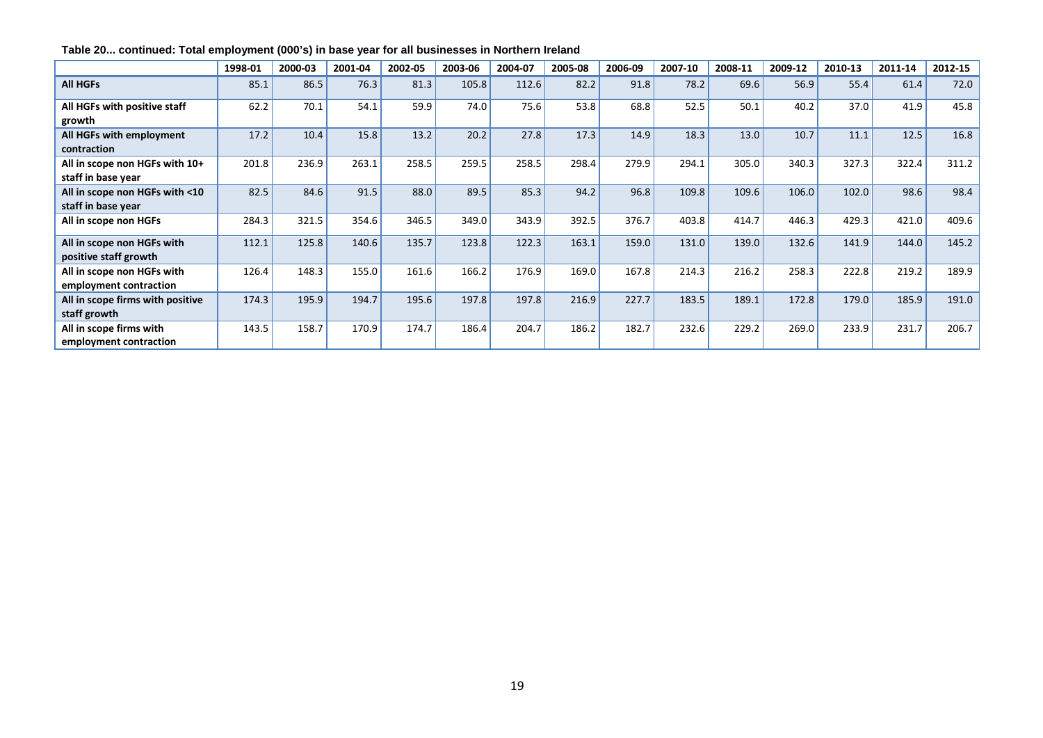**Table 20... continued: Total employment (000's) in base year for all businesses in Northern Ireland**

| | 1998-01 | 2000-03 | 2001-04 | 2002-05 | 2003-06 | 2004-07 | 2005-08 | 2006-09 | 2007-10 | 2008-11 | 2009-12 | 2010-13 | 2011-14 | 2012-15 |
|---|---|---|---|---|---|---|---|---|---|---|---|---|---|---|
| **All HGFs** | 85.1 | 86.5 | 76.3 | 81.3 | 105.8 | 112.6 | 82.2 | 91.8 | 78.2 | 69.6 | 56.9 | 55.4 | 61.4 | 72.0 |
| **All HGFs with positive staff growth** | 62.2 | 70.1 | 54.1 | 59.9 | 74.0 | 75.6 | 53.8 | 68.8 | 52.5 | 50.1 | 40.2 | 37.0 | 41.9 | 45.8 |
| **All HGFs with employment contraction** | 17.2 | 10.4 | 15.8 | 13.2 | 20.2 | 27.8 | 17.3 | 14.9 | 18.3 | 13.0 | 10.7 | 11.1 | 12.5 | 16.8 |
| **All in scope non HGFs with 10+ staff in base year** | 201.8 | 236.9 | 263.1 | 258.5 | 259.5 | 258.5 | 298.4 | 279.9 | 294.1 | 305.0 | 340.3 | 327.3 | 322.4 | 311.2 |
| **All in scope non HGFs with <10 staff in base year** | 82.5 | 84.6 | 91.5 | 88.0 | 89.5 | 85.3 | 94.2 | 96.8 | 109.8 | 109.6 | 106.0 | 102.0 | 98.6 | 98.4 |
| **All in scope non HGFs** | 284.3 | 321.5 | 354.6 | 346.5 | 349.0 | 343.9 | 392.5 | 376.7 | 403.8 | 414.7 | 446.3 | 429.3 | 421.0 | 409.6 |
| **All in scope non HGFs with positive staff growth** | 112.1 | 125.8 | 140.6 | 135.7 | 123.8 | 122.3 | 163.1 | 159.0 | 131.0 | 139.0 | 132.6 | 141.9 | 144.0 | 145.2 |
| **All in scope non HGFs with employment contraction** | 126.4 | 148.3 | 155.0 | 161.6 | 166.2 | 176.9 | 169.0 | 167.8 | 214.3 | 216.2 | 258.3 | 222.8 | 219.2 | 189.9 |
| **All in scope firms with positive staff growth** | 174.3 | 195.9 | 194.7 | 195.6 | 197.8 | 197.8 | 216.9 | 227.7 | 183.5 | 189.1 | 172.8 | 179.0 | 185.9 | 191.0 |
| **All in scope firms with employment contraction** | 143.5 | 158.7 | 170.9 | 174.7 | 186.4 | 204.7 | 186.2 | 182.7 | 232.6 | 229.2 | 269.0 | 233.9 | 231.7 | 206.7 |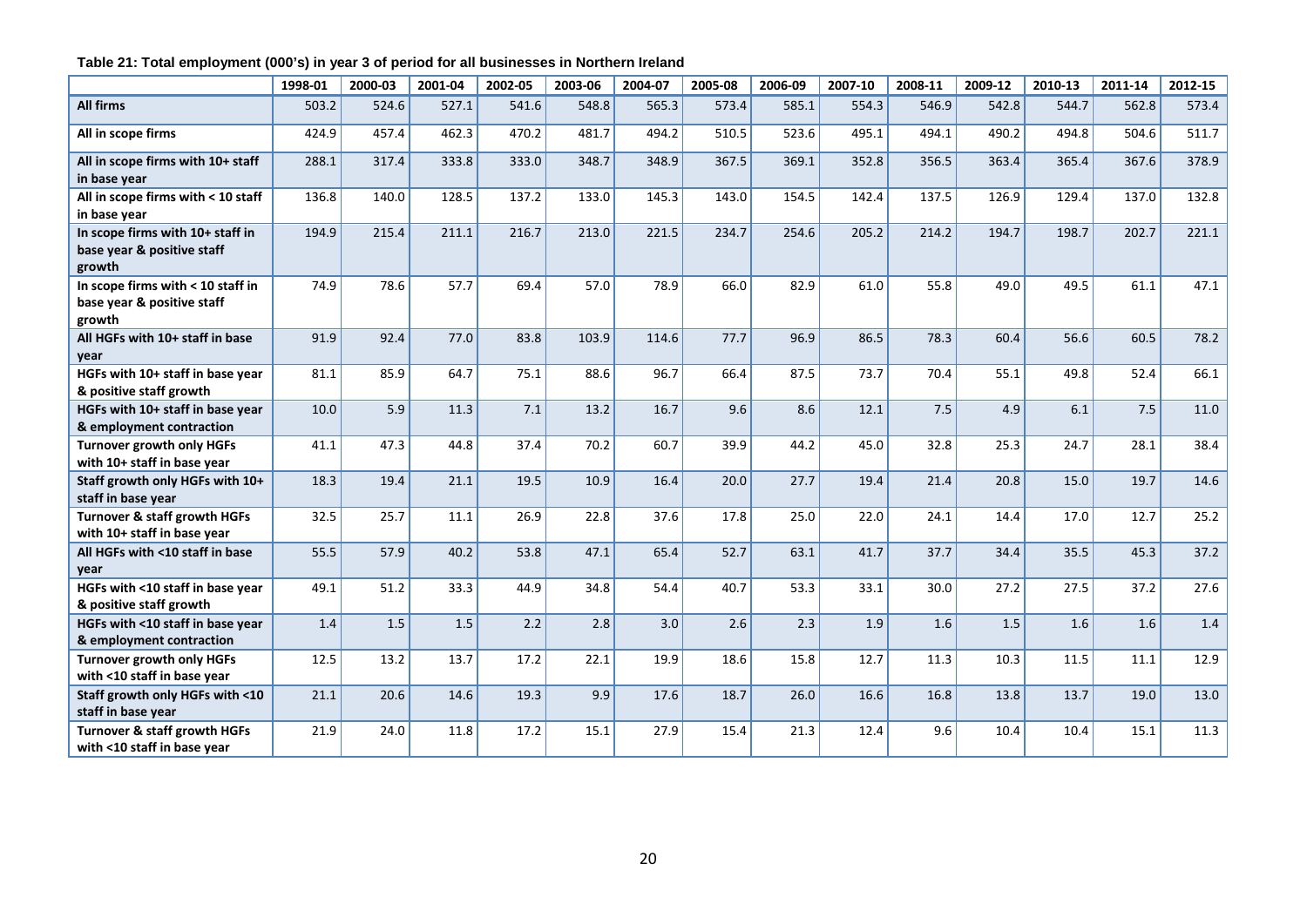**Table 21: Total employment (000's) in year 3 of period for all businesses in Northern Ireland**

| | 1998-01 | 2000-03 | 2001-04 | 2002-05 | 2003-06 | 2004-07 | 2005-08 | 2006-09 | 2007-10 | 2008-11 | 2009-12 | 2010-13 | 2011-14 | 2012-15 |
|---|---|---|---|---|---|---|---|---|---|---|---|---|---|---|
| **All firms** | 503.2 | 524.6 | 527.1 | 541.6 | 548.8 | 565.3 | 573.4 | 585.1 | 554.3 | 546.9 | 542.8 | 544.7 | 562.8 | 573.4 |
| **All in scope firms** | 424.9 | 457.4 | 462.3 | 470.2 | 481.7 | 494.2 | 510.5 | 523.6 | 495.1 | 494.1 | 490.2 | 494.8 | 504.6 | 511.7 |
| **All in scope firms with 10+ staff in base year** | 288.1 | 317.4 | 333.8 | 333.0 | 348.7 | 348.9 | 367.5 | 369.1 | 352.8 | 356.5 | 363.4 | 365.4 | 367.6 | 378.9 |
| **All in scope firms with < 10 staff in base year** | 136.8 | 140.0 | 128.5 | 137.2 | 133.0 | 145.3 | 143.0 | 154.5 | 142.4 | 137.5 | 126.9 | 129.4 | 137.0 | 132.8 |
| **In scope firms with 10+ staff in base year & positive staff growth** | 194.9 | 215.4 | 211.1 | 216.7 | 213.0 | 221.5 | 234.7 | 254.6 | 205.2 | 214.2 | 194.7 | 198.7 | 202.7 | 221.1 |
| **In scope firms with < 10 staff in base year & positive staff growth** | 74.9 | 78.6 | 57.7 | 69.4 | 57.0 | 78.9 | 66.0 | 82.9 | 61.0 | 55.8 | 49.0 | 49.5 | 61.1 | 47.1 |
| **All HGFs with 10+ staff in base year** | 91.9 | 92.4 | 77.0 | 83.8 | 103.9 | 114.6 | 77.7 | 96.9 | 86.5 | 78.3 | 60.4 | 56.6 | 60.5 | 78.2 |
| **HGFs with 10+ staff in base year & positive staff growth** | 81.1 | 85.9 | 64.7 | 75.1 | 88.6 | 96.7 | 66.4 | 87.5 | 73.7 | 70.4 | 55.1 | 49.8 | 52.4 | 66.1 |
| **HGFs with 10+ staff in base year & employment contraction** | 10.0 | 5.9 | 11.3 | 7.1 | 13.2 | 16.7 | 9.6 | 8.6 | 12.1 | 7.5 | 4.9 | 6.1 | 7.5 | 11.0 |
| **Turnover growth only HGFs with 10+ staff in base year** | 41.1 | 47.3 | 44.8 | 37.4 | 70.2 | 60.7 | 39.9 | 44.2 | 45.0 | 32.8 | 25.3 | 24.7 | 28.1 | 38.4 |
| **Staff growth only HGFs with 10+ staff in base year** | 18.3 | 19.4 | 21.1 | 19.5 | 10.9 | 16.4 | 20.0 | 27.7 | 19.4 | 21.4 | 20.8 | 15.0 | 19.7 | 14.6 |
| **Turnover & staff growth HGFs with 10+ staff in base year** | 32.5 | 25.7 | 11.1 | 26.9 | 22.8 | 37.6 | 17.8 | 25.0 | 22.0 | 24.1 | 14.4 | 17.0 | 12.7 | 25.2 |
| **All HGFs with <10 staff in base year** | 55.5 | 57.9 | 40.2 | 53.8 | 47.1 | 65.4 | 52.7 | 63.1 | 41.7 | 37.7 | 34.4 | 35.5 | 45.3 | 37.2 |
| **HGFs with <10 staff in base year & positive staff growth** | 49.1 | 51.2 | 33.3 | 44.9 | 34.8 | 54.4 | 40.7 | 53.3 | 33.1 | 30.0 | 27.2 | 27.5 | 37.2 | 27.6 |
| **HGFs with <10 staff in base year & employment contraction** | 1.4 | 1.5 | 1.5 | 2.2 | 2.8 | 3.0 | 2.6 | 2.3 | 1.9 | 1.6 | 1.5 | 1.6 | 1.6 | 1.4 |
| **Turnover growth only HGFs with <10 staff in base year** | 12.5 | 13.2 | 13.7 | 17.2 | 22.1 | 19.9 | 18.6 | 15.8 | 12.7 | 11.3 | 10.3 | 11.5 | 11.1 | 12.9 |
| **Staff growth only HGFs with <10 staff in base year** | 21.1 | 20.6 | 14.6 | 19.3 | 9.9 | 17.6 | 18.7 | 26.0 | 16.6 | 16.8 | 13.8 | 13.7 | 19.0 | 13.0 |
| **Turnover & staff growth HGFs with <10 staff in base year** | 21.9 | 24.0 | 11.8 | 17.2 | 15.1 | 27.9 | 15.4 | 21.3 | 12.4 | 9.6 | 10.4 | 10.4 | 15.1 | 11.3 |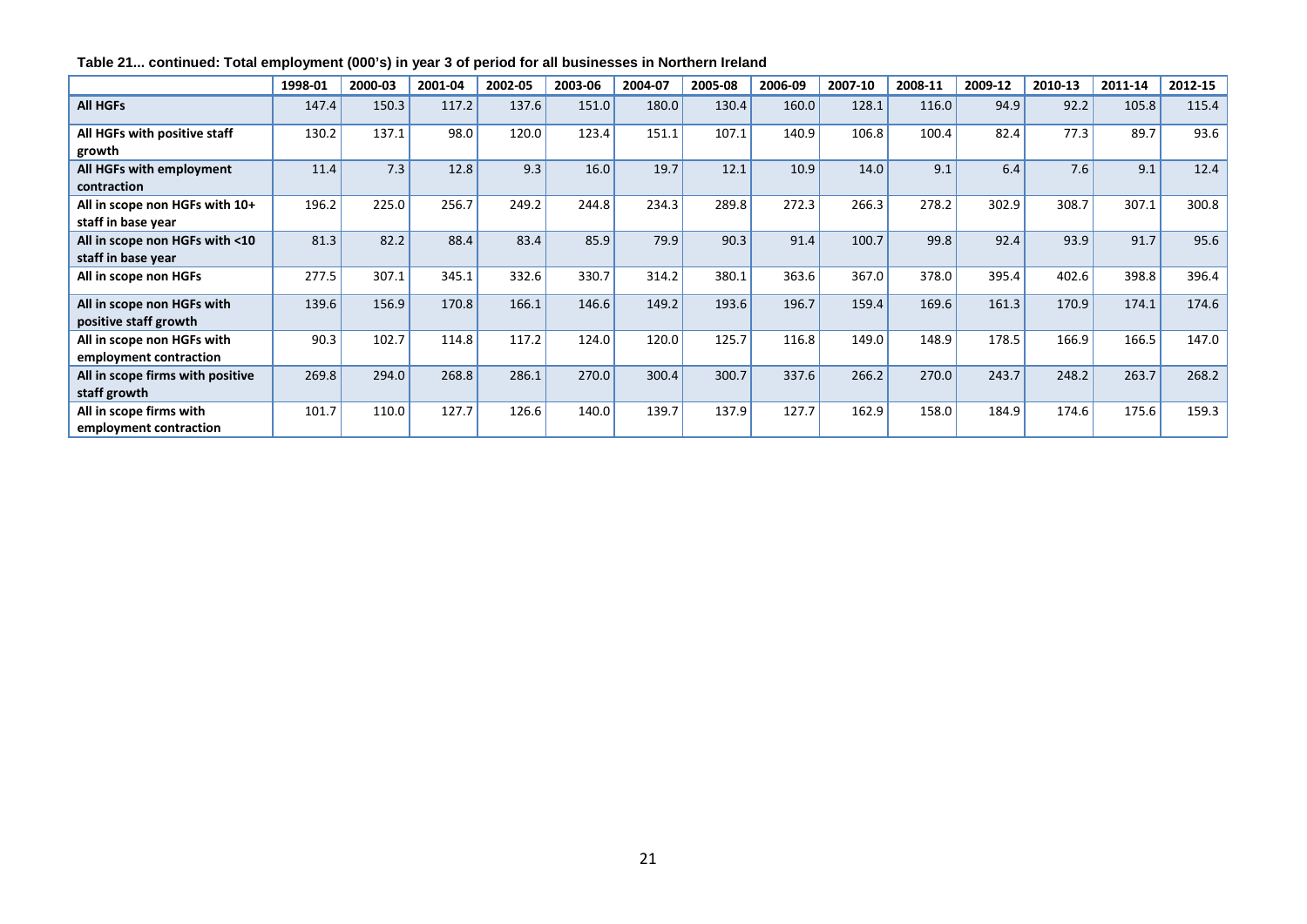**Table 21... continued: Total employment (000's) in year 3 of period for all businesses in Northern Ireland**

| | 1998-01 | 2000-03 | 2001-04 | 2002-05 | 2003-06 | 2004-07 | 2005-08 | 2006-09 | 2007-10 | 2008-11 | 2009-12 | 2010-13 | 2011-14 | 2012-15 |
|---|---|---|---|---|---|---|---|---|---|---|---|---|---|---|
| **All HGFs** | 147.4 | 150.3 | 117.2 | 137.6 | 151.0 | 180.0 | 130.4 | 160.0 | 128.1 | 116.0 | 94.9 | 92.2 | 105.8 | 115.4 |
| **All HGFs with positive staff growth** | 130.2 | 137.1 | 98.0 | 120.0 | 123.4 | 151.1 | 107.1 | 140.9 | 106.8 | 100.4 | 82.4 | 77.3 | 89.7 | 93.6 |
| **All HGFs with employment contraction** | 11.4 | 7.3 | 12.8 | 9.3 | 16.0 | 19.7 | 12.1 | 10.9 | 14.0 | 9.1 | 6.4 | 7.6 | 9.1 | 12.4 |
| **All in scope non HGFs with 10+ staff in base year** | 196.2 | 225.0 | 256.7 | 249.2 | 244.8 | 234.3 | 289.8 | 272.3 | 266.3 | 278.2 | 302.9 | 308.7 | 307.1 | 300.8 |
| **All in scope non HGFs with <10 staff in base year** | 81.3 | 82.2 | 88.4 | 83.4 | 85.9 | 79.9 | 90.3 | 91.4 | 100.7 | 99.8 | 92.4 | 93.9 | 91.7 | 95.6 |
| **All in scope non HGFs** | 277.5 | 307.1 | 345.1 | 332.6 | 330.7 | 314.2 | 380.1 | 363.6 | 367.0 | 378.0 | 395.4 | 402.6 | 398.8 | 396.4 |
| **All in scope non HGFs with positive staff growth** | 139.6 | 156.9 | 170.8 | 166.1 | 146.6 | 149.2 | 193.6 | 196.7 | 159.4 | 169.6 | 161.3 | 170.9 | 174.1 | 174.6 |
| **All in scope non HGFs with employment contraction** | 90.3 | 102.7 | 114.8 | 117.2 | 124.0 | 120.0 | 125.7 | 116.8 | 149.0 | 148.9 | 178.5 | 166.9 | 166.5 | 147.0 |
| **All in scope firms with positive staff growth** | 269.8 | 294.0 | 268.8 | 286.1 | 270.0 | 300.4 | 300.7 | 337.6 | 266.2 | 270.0 | 243.7 | 248.2 | 263.7 | 268.2 |
| **All in scope firms with employment contraction** | 101.7 | 110.0 | 127.7 | 126.6 | 140.0 | 139.7 | 137.9 | 127.7 | 162.9 | 158.0 | 184.9 | 174.6 | 175.6 | 159.3 |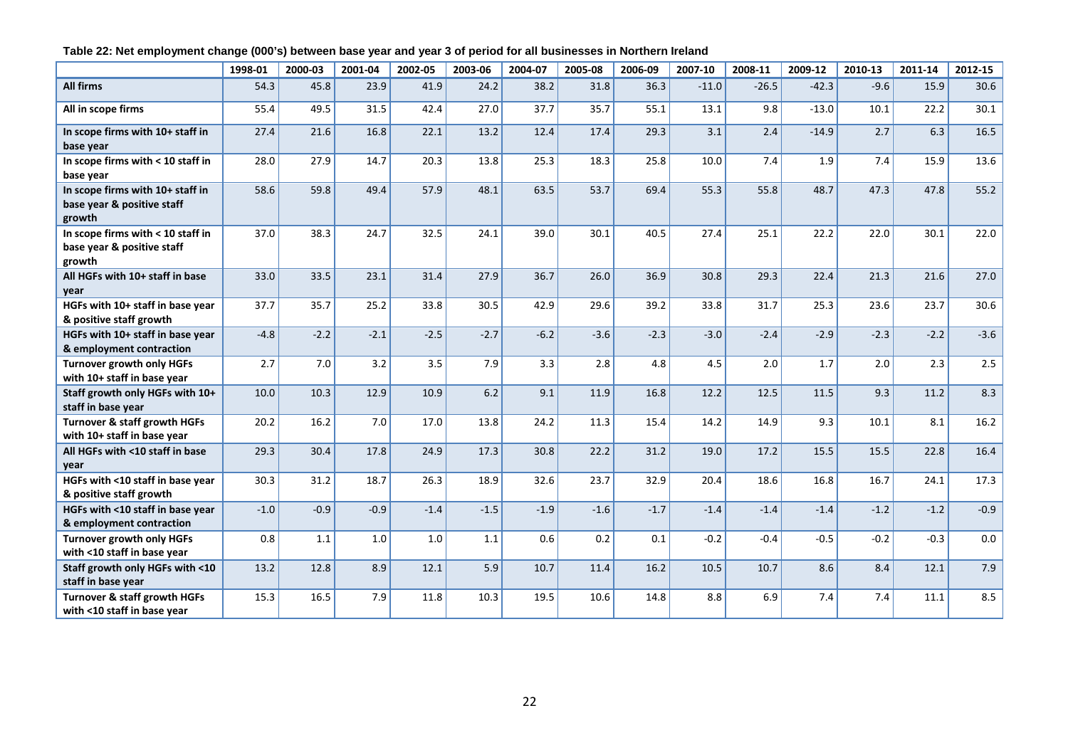**Table 22: Net employment change (000's) between base year and year 3 of period for all businesses in Northern Ireland**

| | 1998-01 | 2000-03 | 2001-04 | 2002-05 | 2003-06 | 2004-07 | 2005-08 | 2006-09 | 2007-10 | 2008-11 | 2009-12 | 2010-13 | 2011-14 | 2012-15 |
|---|---|---|---|---|---|---|---|---|---|---|---|---|---|---|
| **All firms** | 54.3 | 45.8 | 23.9 | 41.9 | 24.2 | 38.2 | 31.8 | 36.3 | -11.0 | -26.5 | -42.3 | -9.6 | 15.9 | 30.6 |
| **All in scope firms** | 55.4 | 49.5 | 31.5 | 42.4 | 27.0 | 37.7 | 35.7 | 55.1 | 13.1 | 9.8 | -13.0 | 10.1 | 22.2 | 30.1 |
| **In scope firms with 10+ staff in base year** | 27.4 | 21.6 | 16.8 | 22.1 | 13.2 | 12.4 | 17.4 | 29.3 | 3.1 | 2.4 | -14.9 | 2.7 | 6.3 | 16.5 |
| **In scope firms with < 10 staff in base year** | 28.0 | 27.9 | 14.7 | 20.3 | 13.8 | 25.3 | 18.3 | 25.8 | 10.0 | 7.4 | 1.9 | 7.4 | 15.9 | 13.6 |
| **In scope firms with 10+ staff in base year & positive staff growth** | 58.6 | 59.8 | 49.4 | 57.9 | 48.1 | 63.5 | 53.7 | 69.4 | 55.3 | 55.8 | 48.7 | 47.3 | 47.8 | 55.2 |
| **In scope firms with < 10 staff in base year & positive staff growth** | 37.0 | 38.3 | 24.7 | 32.5 | 24.1 | 39.0 | 30.1 | 40.5 | 27.4 | 25.1 | 22.2 | 22.0 | 30.1 | 22.0 |
| **All HGFs with 10+ staff in base year** | 33.0 | 33.5 | 23.1 | 31.4 | 27.9 | 36.7 | 26.0 | 36.9 | 30.8 | 29.3 | 22.4 | 21.3 | 21.6 | 27.0 |
| **HGFs with 10+ staff in base year & positive staff growth** | 37.7 | 35.7 | 25.2 | 33.8 | 30.5 | 42.9 | 29.6 | 39.2 | 33.8 | 31.7 | 25.3 | 23.6 | 23.7 | 30.6 |
| **HGFs with 10+ staff in base year & employment contraction** | -4.8 | -2.2 | -2.1 | -2.5 | -2.7 | -6.2 | -3.6 | -2.3 | -3.0 | -2.4 | -2.9 | -2.3 | -2.2 | -3.6 |
| **Turnover growth only HGFs with 10+ staff in base year** | 2.7 | 7.0 | 3.2 | 3.5 | 7.9 | 3.3 | 2.8 | 4.8 | 4.5 | 2.0 | 1.7 | 2.0 | 2.3 | 2.5 |
| **Staff growth only HGFs with 10+ staff in base year** | 10.0 | 10.3 | 12.9 | 10.9 | 6.2 | 9.1 | 11.9 | 16.8 | 12.2 | 12.5 | 11.5 | 9.3 | 11.2 | 8.3 |
| **Turnover & staff growth HGFs with 10+ staff in base year** | 20.2 | 16.2 | 7.0 | 17.0 | 13.8 | 24.2 | 11.3 | 15.4 | 14.2 | 14.9 | 9.3 | 10.1 | 8.1 | 16.2 |
| **All HGFs with <10 staff in base year** | 29.3 | 30.4 | 17.8 | 24.9 | 17.3 | 30.8 | 22.2 | 31.2 | 19.0 | 17.2 | 15.5 | 15.5 | 22.8 | 16.4 |
| **HGFs with <10 staff in base year & positive staff growth** | 30.3 | 31.2 | 18.7 | 26.3 | 18.9 | 32.6 | 23.7 | 32.9 | 20.4 | 18.6 | 16.8 | 16.7 | 24.1 | 17.3 |
| **HGFs with <10 staff in base year & employment contraction** | -1.0 | -0.9 | -0.9 | -1.4 | -1.5 | -1.9 | -1.6 | -1.7 | -1.4 | -1.4 | -1.4 | -1.2 | -1.2 | -0.9 |
| **Turnover growth only HGFs with <10 staff in base year** | 0.8 | 1.1 | 1.0 | 1.0 | 1.1 | 0.6 | 0.2 | 0.1 | -0.2 | -0.4 | -0.5 | -0.2 | -0.3 | 0.0 |
| **Staff growth only HGFs with <10 staff in base year** | 13.2 | 12.8 | 8.9 | 12.1 | 5.9 | 10.7 | 11.4 | 16.2 | 10.5 | 10.7 | 8.6 | 8.4 | 12.1 | 7.9 |
| **Turnover & staff growth HGFs with <10 staff in base year** | 15.3 | 16.5 | 7.9 | 11.8 | 10.3 | 19.5 | 10.6 | 14.8 | 8.8 | 6.9 | 7.4 | 7.4 | 11.1 | 8.5 |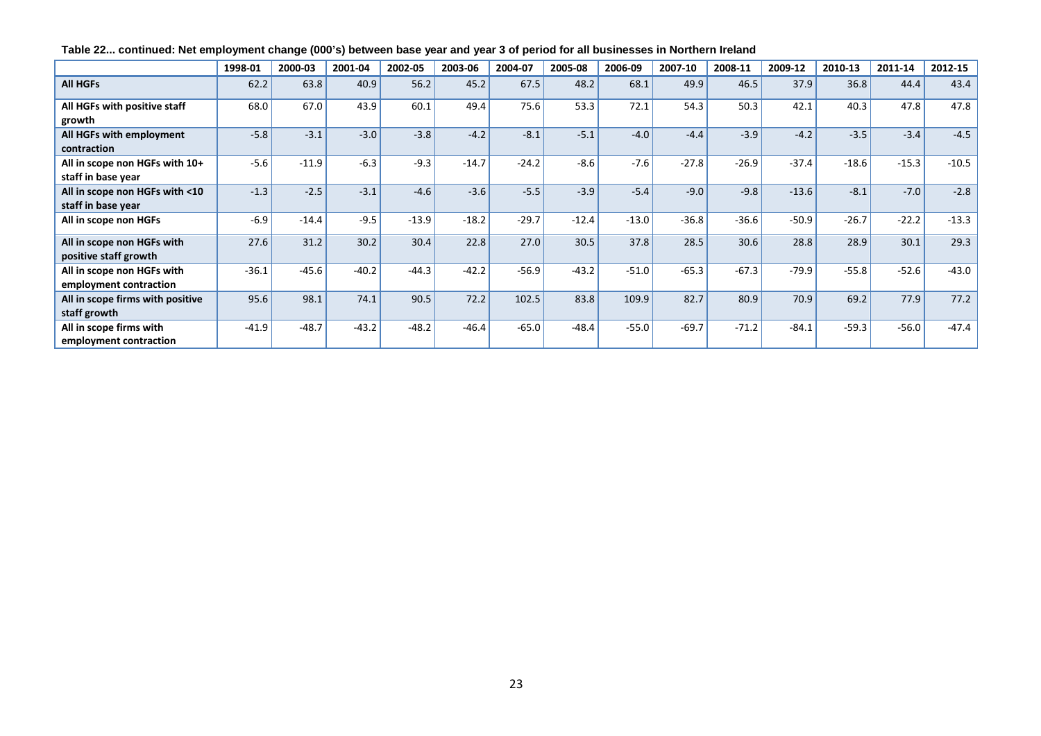**Table 22... continued: Net employment change (000's) between base year and year 3 of period for all businesses in Northern Ireland**

| | 1998-01 | 2000-03 | 2001-04 | 2002-05 | 2003-06 | 2004-07 | 2005-08 | 2006-09 | 2007-10 | 2008-11 | 2009-12 | 2010-13 | 2011-14 | 2012-15 |
|---|---|---|---|---|---|---|---|---|---|---|---|---|---|---|
| **All HGFs** | 62.2 | 63.8 | 40.9 | 56.2 | 45.2 | 67.5 | 48.2 | 68.1 | 49.9 | 46.5 | 37.9 | 36.8 | 44.4 | 43.4 |
| **All HGFs with positive staff growth** | 68.0 | 67.0 | 43.9 | 60.1 | 49.4 | 75.6 | 53.3 | 72.1 | 54.3 | 50.3 | 42.1 | 40.3 | 47.8 | 47.8 |
| **All HGFs with employment contraction** | -5.8 | -3.1 | -3.0 | -3.8 | -4.2 | -8.1 | -5.1 | -4.0 | -4.4 | -3.9 | -4.2 | -3.5 | -3.4 | -4.5 |
| **All in scope non HGFs with 10+ staff in base year** | -5.6 | -11.9 | -6.3 | -9.3 | -14.7 | -24.2 | -8.6 | -7.6 | -27.8 | -26.9 | -37.4 | -18.6 | -15.3 | -10.5 |
| **All in scope non HGFs with <10 staff in base year** | -1.3 | -2.5 | -3.1 | -4.6 | -3.6 | -5.5 | -3.9 | -5.4 | -9.0 | -9.8 | -13.6 | -8.1 | -7.0 | -2.8 |
| **All in scope non HGFs** | -6.9 | -14.4 | -9.5 | -13.9 | -18.2 | -29.7 | -12.4 | -13.0 | -36.8 | -36.6 | -50.9 | -26.7 | -22.2 | -13.3 |
| **All in scope non HGFs with positive staff growth** | 27.6 | 31.2 | 30.2 | 30.4 | 22.8 | 27.0 | 30.5 | 37.8 | 28.5 | 30.6 | 28.8 | 28.9 | 30.1 | 29.3 |
| **All in scope non HGFs with employment contraction** | -36.1 | -45.6 | -40.2 | -44.3 | -42.2 | -56.9 | -43.2 | -51.0 | -65.3 | -67.3 | -79.9 | -55.8 | -52.6 | -43.0 |
| **All in scope firms with positive staff growth** | 95.6 | 98.1 | 74.1 | 90.5 | 72.2 | 102.5 | 83.8 | 109.9 | 82.7 | 80.9 | 70.9 | 69.2 | 77.9 | 77.2 |
| **All in scope firms with employment contraction** | -41.9 | -48.7 | -43.2 | -48.2 | -46.4 | -65.0 | -48.4 | -55.0 | -69.7 | -71.2 | -84.1 | -59.3 | -56.0 | -47.4 |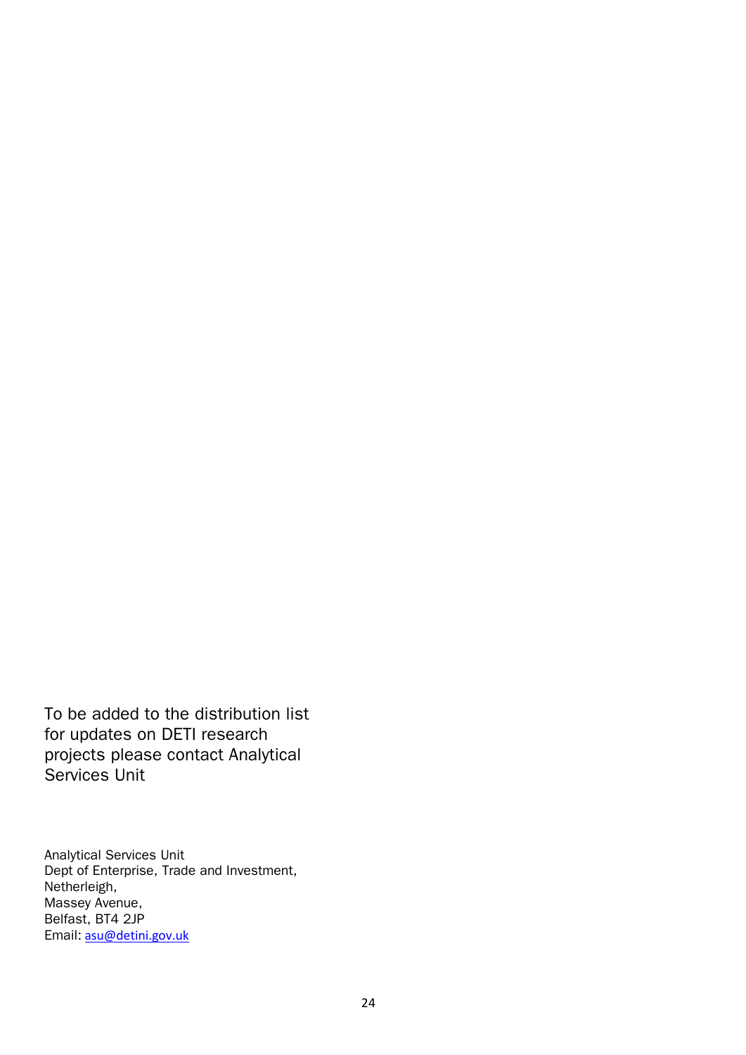To be added to the distribution list for updates on DETI research projects please contact Analytical Services Unit

Analytical Services Unit
Dept of Enterprise, Trade and Investment,
Netherleigh,
Massey Avenue,
Belfast, BT4 2JP
Email: asu@detini.gov.uk